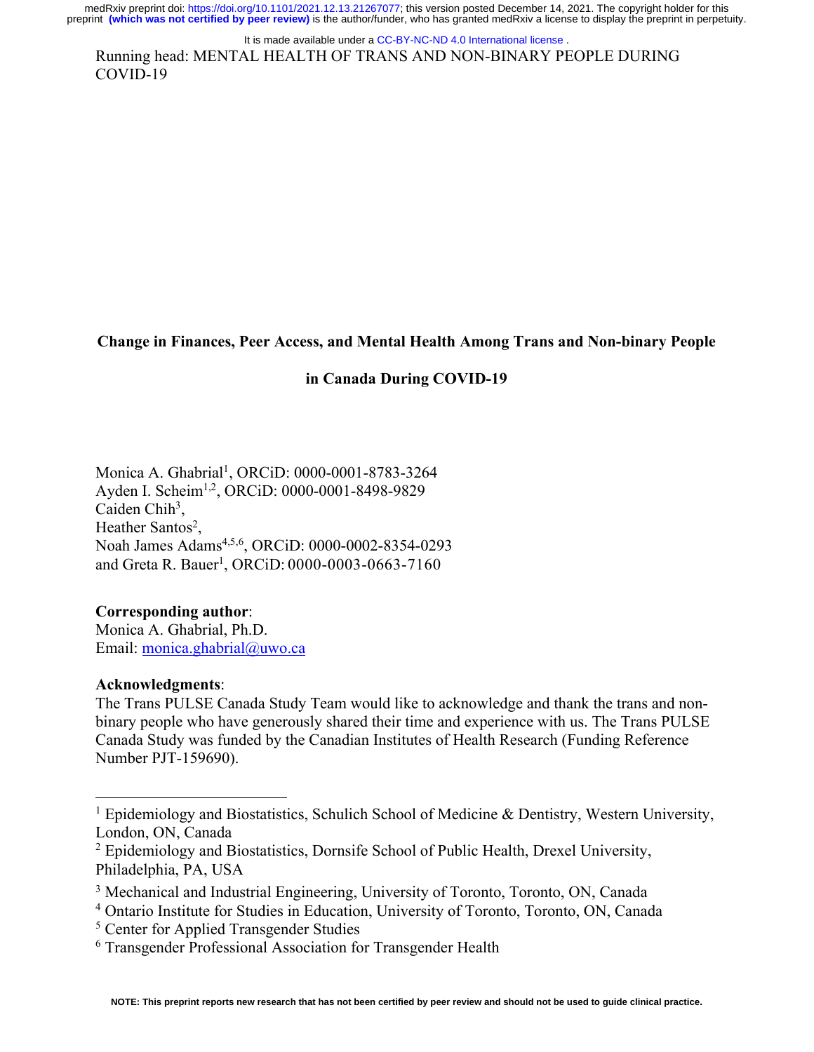Running head: MENTAL HEALTH OF TRANS AND NON-BINARY PEOPLE DURING COVID-19

# Change in Finances, Peer Access, and Mental Health Among Trans and Non-binary People in Canada During COVID-19

Monica A. Ghabrial[1], ORCiD: 0000-0001-8783-3264
Ayden I. Scheim[1,2], ORCiD: 0000-0001-8498-9829
Caiden Chih[3],
Heather Santos[2],
Noah James Adams[4,5,6], ORCiD: 0000-0002-8354-0293
and Greta R. Bauer[1], ORCiD: 0000-0003-0663-7160

**Corresponding author**:
Monica A. Ghabrial, Ph.D.
Email: monica.ghabrial@uwo.ca

**Acknowledgments**:
The Trans PULSE Canada Study Team would like to acknowledge and thank the trans and non-binary people who have generously shared their time and experience with us. The Trans PULSE Canada Study was funded by the Canadian Institutes of Health Research (Funding Reference Number PJT-159690).

---

[1] Epidemiology and Biostatistics, Schulich School of Medicine & Dentistry, Western University, London, ON, Canada
[2] Epidemiology and Biostatistics, Dornsife School of Public Health, Drexel University, Philadelphia, PA, USA
[3] Mechanical and Industrial Engineering, University of Toronto, Toronto, ON, Canada
[4] Ontario Institute for Studies in Education, University of Toronto, Toronto, ON, Canada
[5] Center for Applied Transgender Studies
[6] Transgender Professional Association for Transgender Health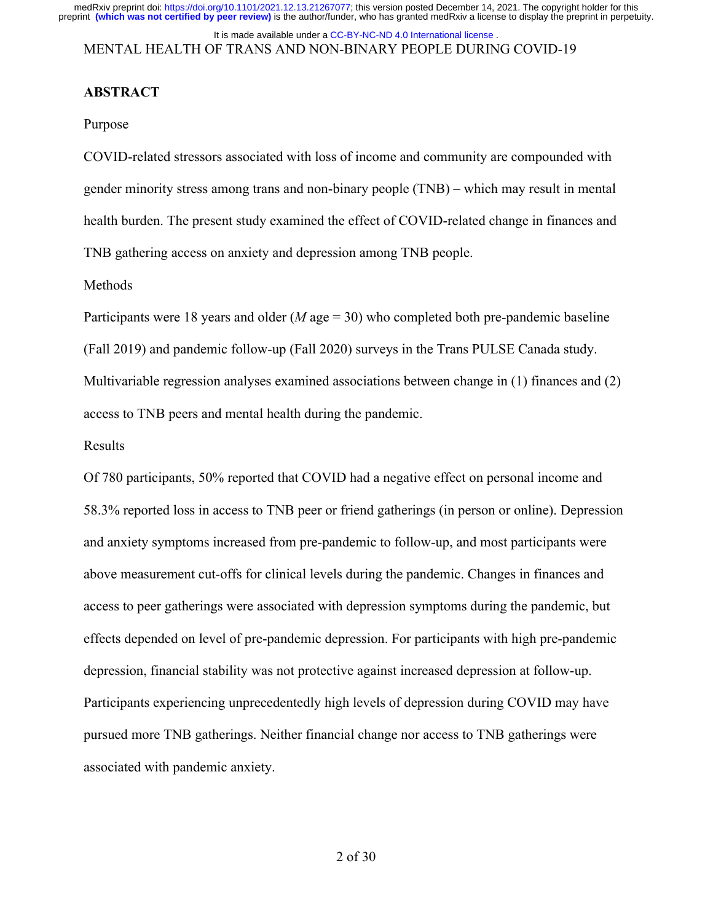## ABSTRACT

Purpose

COVID-related stressors associated with loss of income and community are compounded with gender minority stress among trans and non-binary people (TNB) – which may result in mental health burden. The present study examined the effect of COVID-related change in finances and TNB gathering access on anxiety and depression among TNB people.

Methods

Participants were 18 years and older (*M* age = 30) who completed both pre-pandemic baseline (Fall 2019) and pandemic follow-up (Fall 2020) surveys in the Trans PULSE Canada study. Multivariable regression analyses examined associations between change in (1) finances and (2) access to TNB peers and mental health during the pandemic.

Results

Of 780 participants, 50% reported that COVID had a negative effect on personal income and 58.3% reported loss in access to TNB peer or friend gatherings (in person or online). Depression and anxiety symptoms increased from pre-pandemic to follow-up, and most participants were above measurement cut-offs for clinical levels during the pandemic. Changes in finances and access to peer gatherings were associated with depression symptoms during the pandemic, but effects depended on level of pre-pandemic depression. For participants with high pre-pandemic depression, financial stability was not protective against increased depression at follow-up. Participants experiencing unprecedentedly high levels of depression during COVID may have pursued more TNB gatherings. Neither financial change nor access to TNB gatherings were associated with pandemic anxiety.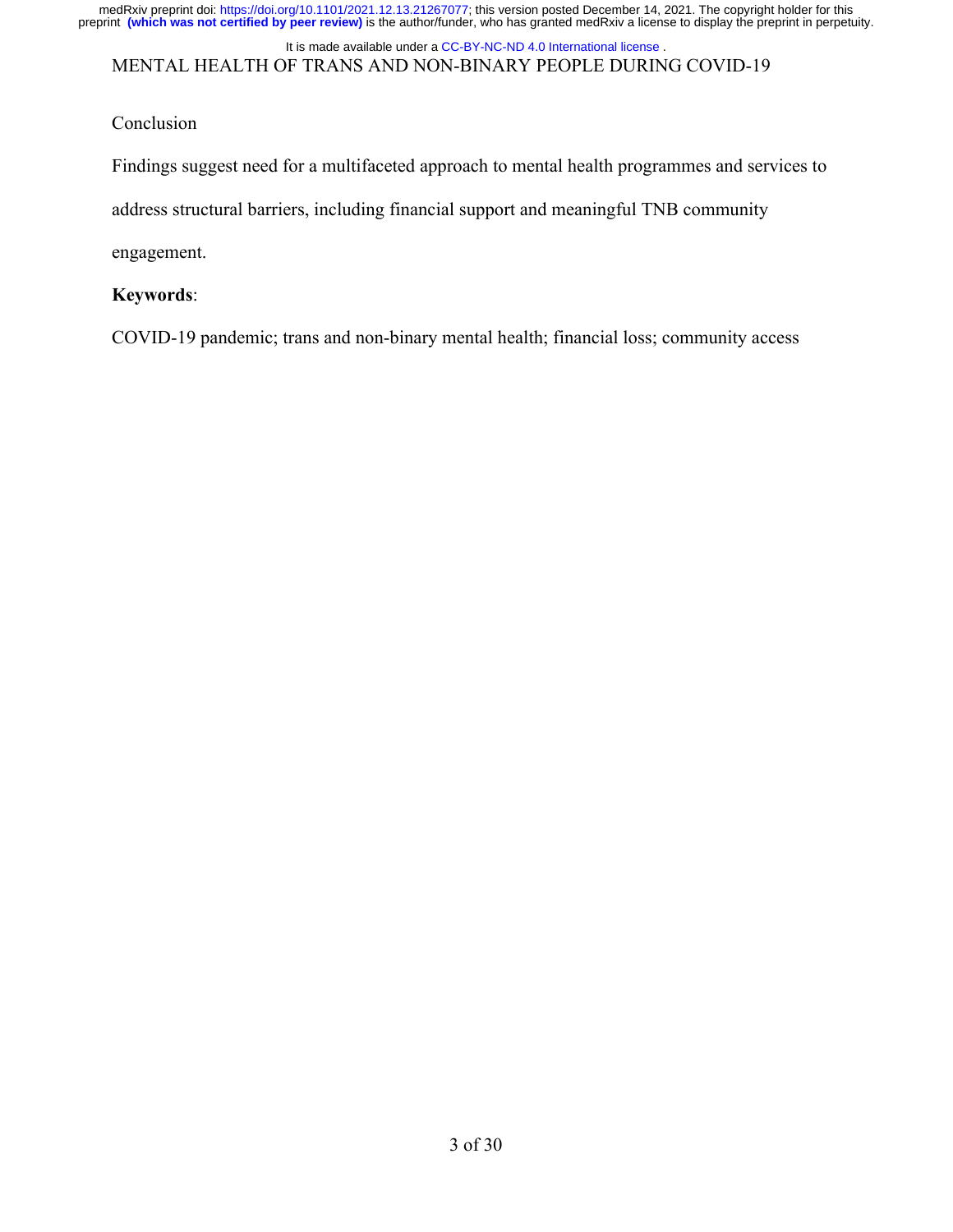Conclusion

Findings suggest need for a multifaceted approach to mental health programmes and services to address structural barriers, including financial support and meaningful TNB community engagement.

**Keywords**:

COVID-19 pandemic; trans and non-binary mental health; financial loss; community access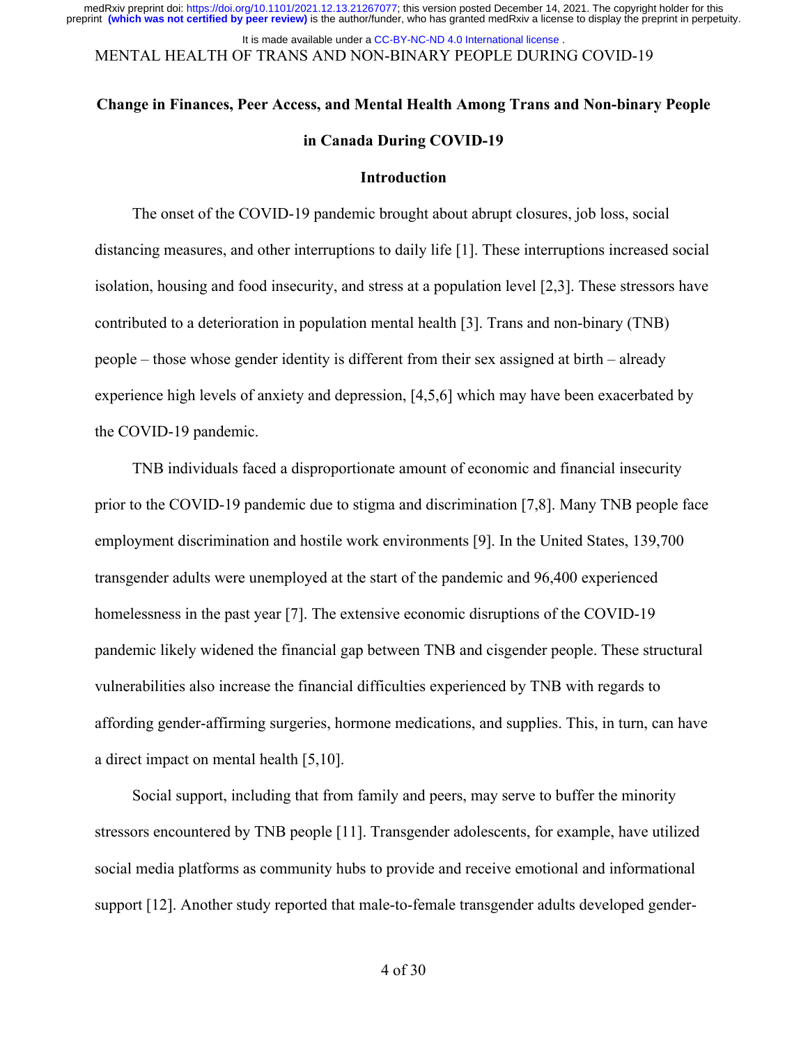# Change in Finances, Peer Access, and Mental Health Among Trans and Non-binary People in Canada During COVID-19

## Introduction

The onset of the COVID-19 pandemic brought about abrupt closures, job loss, social distancing measures, and other interruptions to daily life [1]. These interruptions increased social isolation, housing and food insecurity, and stress at a population level [2,3]. These stressors have contributed to a deterioration in population mental health [3]. Trans and non-binary (TNB) people – those whose gender identity is different from their sex assigned at birth – already experience high levels of anxiety and depression, [4,5,6] which may have been exacerbated by the COVID-19 pandemic.

TNB individuals faced a disproportionate amount of economic and financial insecurity prior to the COVID-19 pandemic due to stigma and discrimination [7,8]. Many TNB people face employment discrimination and hostile work environments [9]. In the United States, 139,700 transgender adults were unemployed at the start of the pandemic and 96,400 experienced homelessness in the past year [7]. The extensive economic disruptions of the COVID-19 pandemic likely widened the financial gap between TNB and cisgender people. These structural vulnerabilities also increase the financial difficulties experienced by TNB with regards to affording gender-affirming surgeries, hormone medications, and supplies. This, in turn, can have a direct impact on mental health [5,10].

Social support, including that from family and peers, may serve to buffer the minority stressors encountered by TNB people [11]. Transgender adolescents, for example, have utilized social media platforms as community hubs to provide and receive emotional and informational support [12]. Another study reported that male-to-female transgender adults developed gender-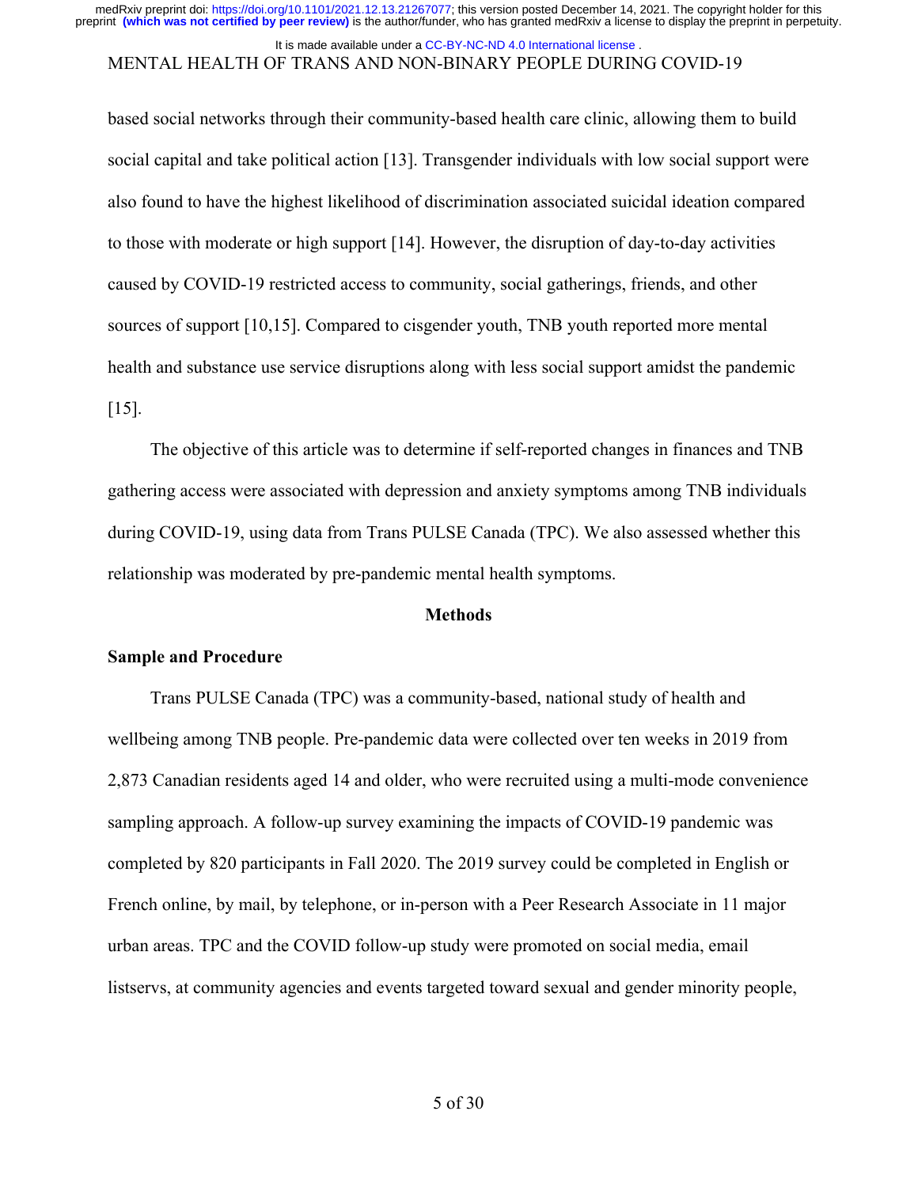based social networks through their community-based health care clinic, allowing them to build social capital and take political action [13]. Transgender individuals with low social support were also found to have the highest likelihood of discrimination associated suicidal ideation compared to those with moderate or high support [14]. However, the disruption of day-to-day activities caused by COVID-19 restricted access to community, social gatherings, friends, and other sources of support [10,15]. Compared to cisgender youth, TNB youth reported more mental health and substance use service disruptions along with less social support amidst the pandemic [15].

The objective of this article was to determine if self-reported changes in finances and TNB gathering access were associated with depression and anxiety symptoms among TNB individuals during COVID-19, using data from Trans PULSE Canada (TPC). We also assessed whether this relationship was moderated by pre-pandemic mental health symptoms.

## Methods

### Sample and Procedure

Trans PULSE Canada (TPC) was a community-based, national study of health and wellbeing among TNB people. Pre-pandemic data were collected over ten weeks in 2019 from 2,873 Canadian residents aged 14 and older, who were recruited using a multi-mode convenience sampling approach. A follow-up survey examining the impacts of COVID-19 pandemic was completed by 820 participants in Fall 2020. The 2019 survey could be completed in English or French online, by mail, by telephone, or in-person with a Peer Research Associate in 11 major urban areas. TPC and the COVID follow-up study were promoted on social media, email listservs, at community agencies and events targeted toward sexual and gender minority people,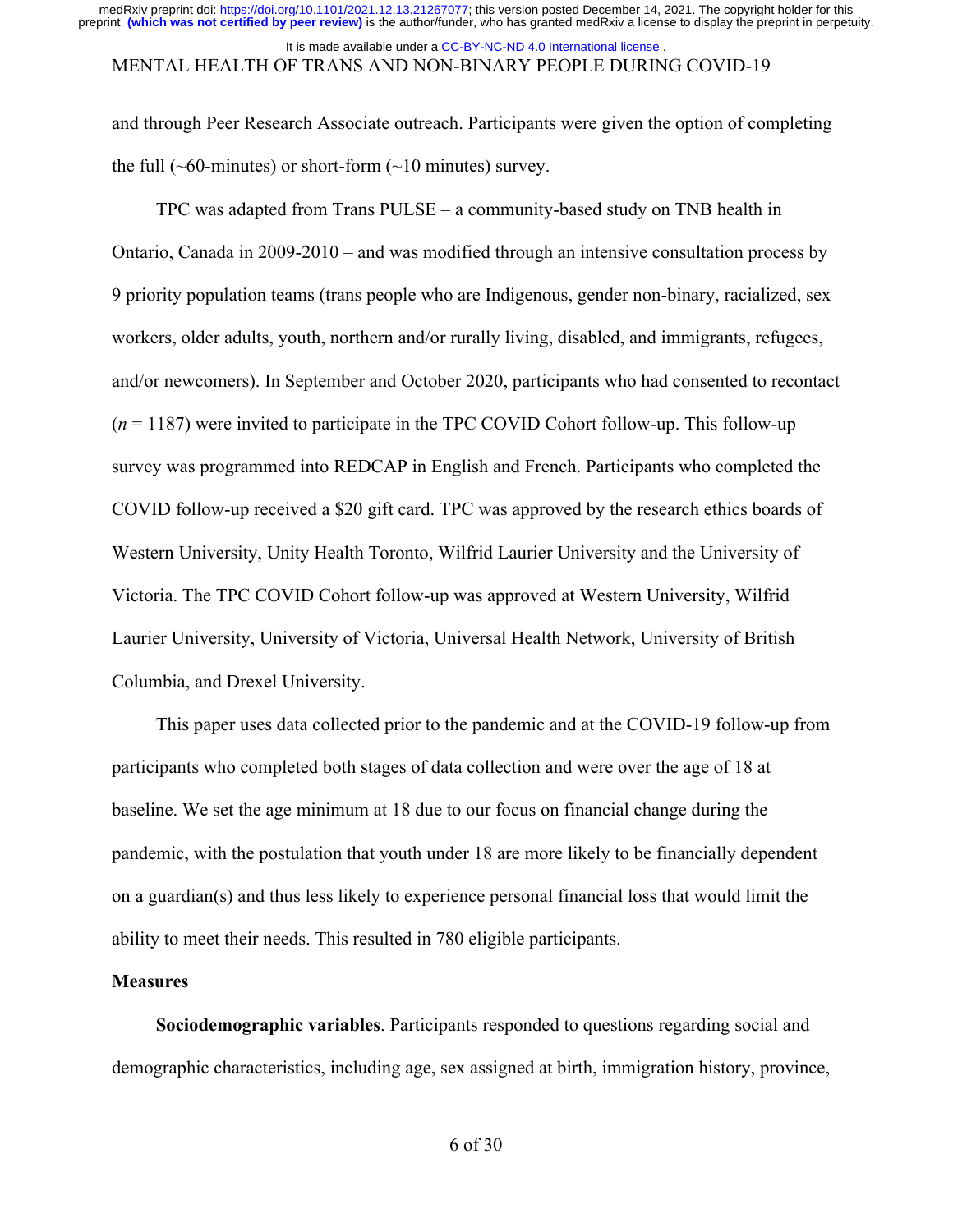and through Peer Research Associate outreach. Participants were given the option of completing the full (~60-minutes) or short-form (~10 minutes) survey.

TPC was adapted from Trans PULSE – a community-based study on TNB health in Ontario, Canada in 2009-2010 – and was modified through an intensive consultation process by 9 priority population teams (trans people who are Indigenous, gender non-binary, racialized, sex workers, older adults, youth, northern and/or rurally living, disabled, and immigrants, refugees, and/or newcomers). In September and October 2020, participants who had consented to recontact (*n* = 1187) were invited to participate in the TPC COVID Cohort follow-up. This follow-up survey was programmed into REDCAP in English and French. Participants who completed the COVID follow-up received a $20 gift card. TPC was approved by the research ethics boards of Western University, Unity Health Toronto, Wilfrid Laurier University and the University of Victoria. The TPC COVID Cohort follow-up was approved at Western University, Wilfrid Laurier University, University of Victoria, Universal Health Network, University of British Columbia, and Drexel University.

This paper uses data collected prior to the pandemic and at the COVID-19 follow-up from participants who completed both stages of data collection and were over the age of 18 at baseline. We set the age minimum at 18 due to our focus on financial change during the pandemic, with the postulation that youth under 18 are more likely to be financially dependent on a guardian(s) and thus less likely to experience personal financial loss that would limit the ability to meet their needs. This resulted in 780 eligible participants.

## Measures

**Sociodemographic variables**. Participants responded to questions regarding social and demographic characteristics, including age, sex assigned at birth, immigration history, province,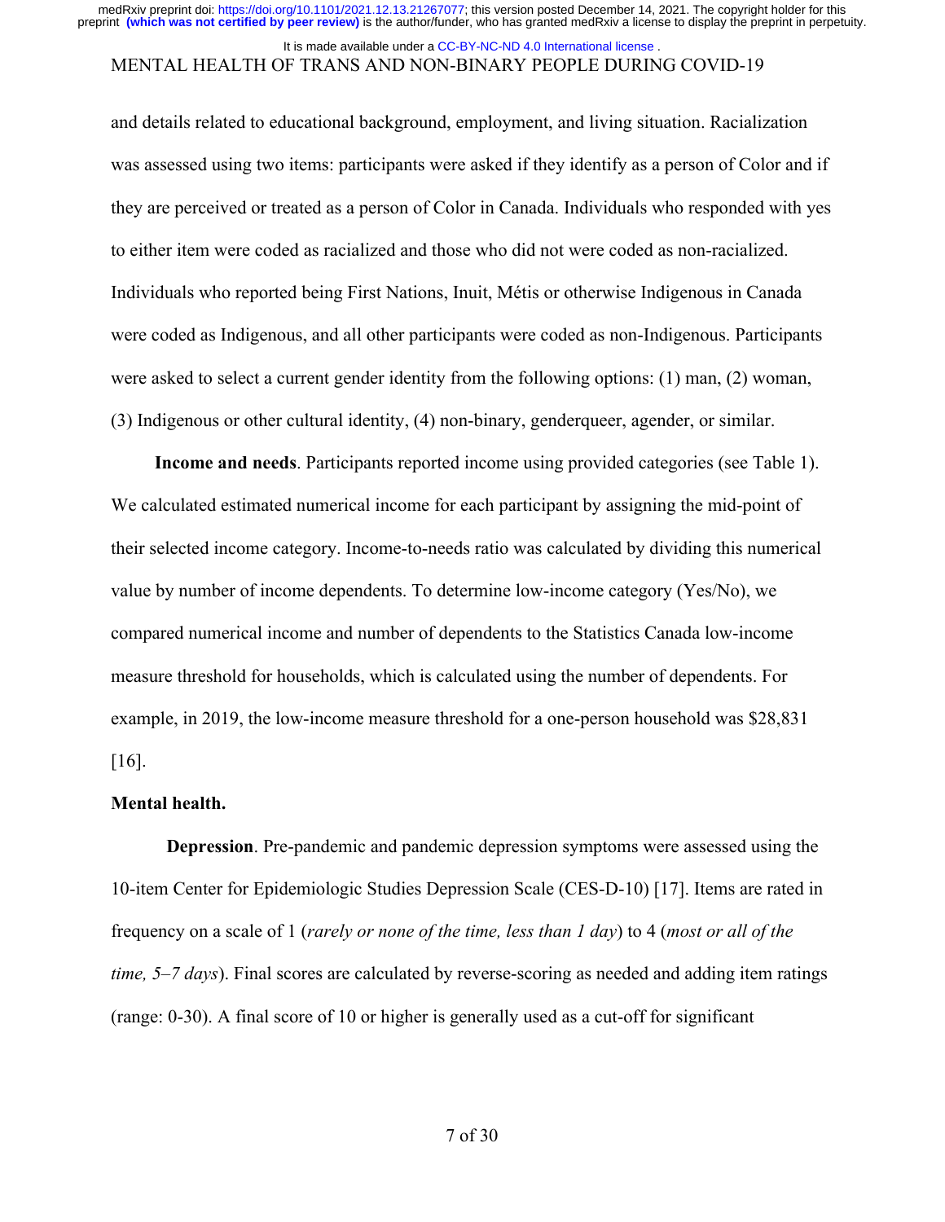and details related to educational background, employment, and living situation. Racialization was assessed using two items: participants were asked if they identify as a person of Color and if they are perceived or treated as a person of Color in Canada. Individuals who responded with yes to either item were coded as racialized and those who did not were coded as non-racialized. Individuals who reported being First Nations, Inuit, Métis or otherwise Indigenous in Canada were coded as Indigenous, and all other participants were coded as non-Indigenous. Participants were asked to select a current gender identity from the following options: (1) man, (2) woman, (3) Indigenous or other cultural identity, (4) non-binary, genderqueer, agender, or similar.

**Income and needs**. Participants reported income using provided categories (see Table 1). We calculated estimated numerical income for each participant by assigning the mid-point of their selected income category. Income-to-needs ratio was calculated by dividing this numerical value by number of income dependents. To determine low-income category (Yes/No), we compared numerical income and number of dependents to the Statistics Canada low-income measure threshold for households, which is calculated using the number of dependents. For example, in 2019, the low-income measure threshold for a one-person household was $28,831 [16].

**Mental health.**

**Depression**. Pre-pandemic and pandemic depression symptoms were assessed using the 10-item Center for Epidemiologic Studies Depression Scale (CES-D-10) [17]. Items are rated in frequency on a scale of 1 (*rarely or none of the time, less than 1 day*) to 4 (*most or all of the time, 5–7 days*). Final scores are calculated by reverse-scoring as needed and adding item ratings (range: 0-30). A final score of 10 or higher is generally used as a cut-off for significant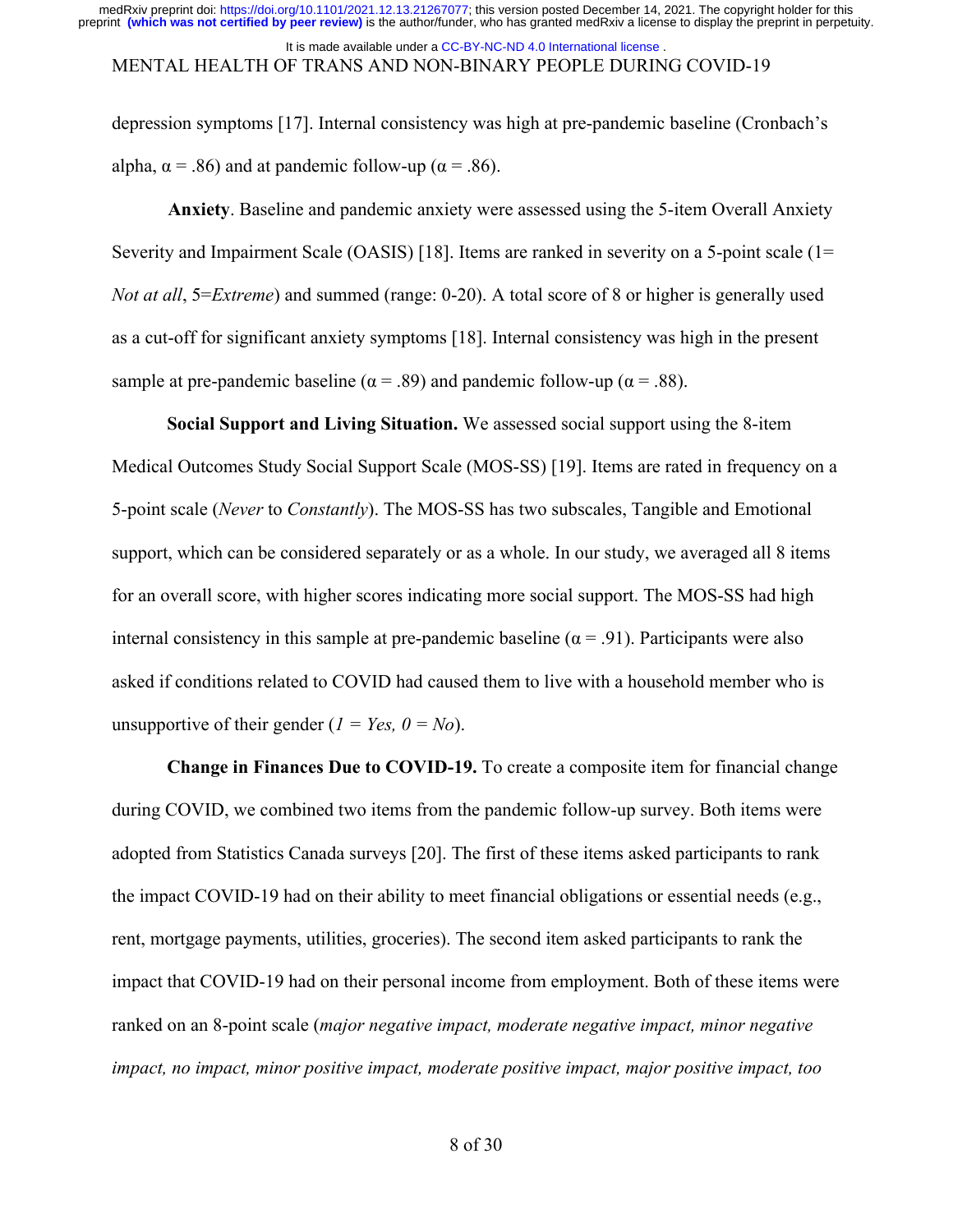depression symptoms [17]. Internal consistency was high at pre-pandemic baseline (Cronbach's alpha, $\alpha$ = .86) and at pandemic follow-up ($\alpha$ = .86).

**Anxiety**. Baseline and pandemic anxiety were assessed using the 5-item Overall Anxiety Severity and Impairment Scale (OASIS) [18]. Items are ranked in severity on a 5-point scale (1= *Not at all*, 5=*Extreme*) and summed (range: 0-20). A total score of 8 or higher is generally used as a cut-off for significant anxiety symptoms [18]. Internal consistency was high in the present sample at pre-pandemic baseline ($\alpha$ = .89) and pandemic follow-up ($\alpha$ = .88).

**Social Support and Living Situation.** We assessed social support using the 8-item Medical Outcomes Study Social Support Scale (MOS-SS) [19]. Items are rated in frequency on a 5-point scale (*Never* to *Constantly*). The MOS-SS has two subscales, Tangible and Emotional support, which can be considered separately or as a whole. In our study, we averaged all 8 items for an overall score, with higher scores indicating more social support. The MOS-SS had high internal consistency in this sample at pre-pandemic baseline ($\alpha$ = .91). Participants were also asked if conditions related to COVID had caused them to live with a household member who is unsupportive of their gender (*1 = Yes, 0 = No*).

**Change in Finances Due to COVID-19.** To create a composite item for financial change during COVID, we combined two items from the pandemic follow-up survey. Both items were adopted from Statistics Canada surveys [20]. The first of these items asked participants to rank the impact COVID-19 had on their ability to meet financial obligations or essential needs (e.g., rent, mortgage payments, utilities, groceries). The second item asked participants to rank the impact that COVID-19 had on their personal income from employment. Both of these items were ranked on an 8-point scale (*major negative impact, moderate negative impact, minor negative impact, no impact, minor positive impact, moderate positive impact, major positive impact, too*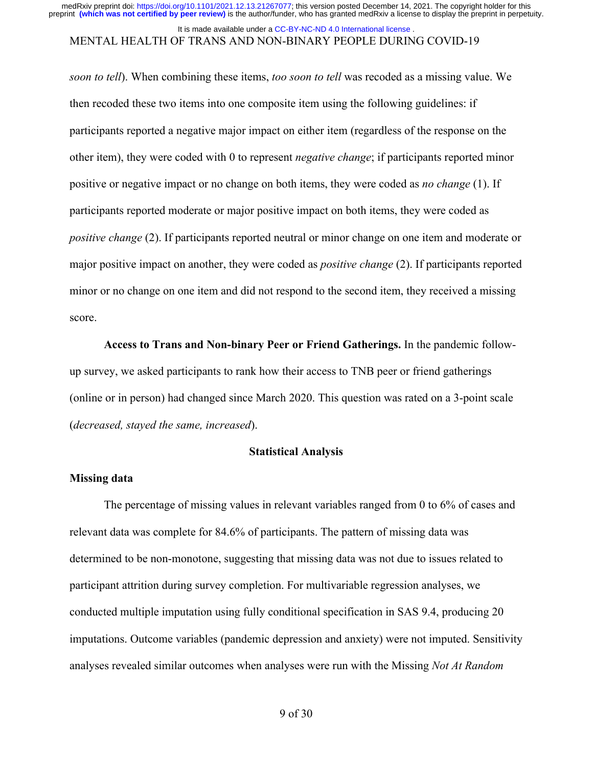*soon to tell*). When combining these items, *too soon to tell* was recoded as a missing value. We then recoded these two items into one composite item using the following guidelines: if participants reported a negative major impact on either item (regardless of the response on the other item), they were coded with 0 to represent *negative change*; if participants reported minor positive or negative impact or no change on both items, they were coded as *no change* (1). If participants reported moderate or major positive impact on both items, they were coded as *positive change* (2). If participants reported neutral or minor change on one item and moderate or major positive impact on another, they were coded as *positive change* (2). If participants reported minor or no change on one item and did not respond to the second item, they received a missing score.

**Access to Trans and Non-binary Peer or Friend Gatherings.** In the pandemic follow-up survey, we asked participants to rank how their access to TNB peer or friend gatherings (online or in person) had changed since March 2020. This question was rated on a 3-point scale (*decreased, stayed the same, increased*).

## Statistical Analysis

### Missing data

The percentage of missing values in relevant variables ranged from 0 to 6% of cases and relevant data was complete for 84.6% of participants. The pattern of missing data was determined to be non-monotone, suggesting that missing data was not due to issues related to participant attrition during survey completion. For multivariable regression analyses, we conducted multiple imputation using fully conditional specification in SAS 9.4, producing 20 imputations. Outcome variables (pandemic depression and anxiety) were not imputed. Sensitivity analyses revealed similar outcomes when analyses were run with the Missing *Not At Random*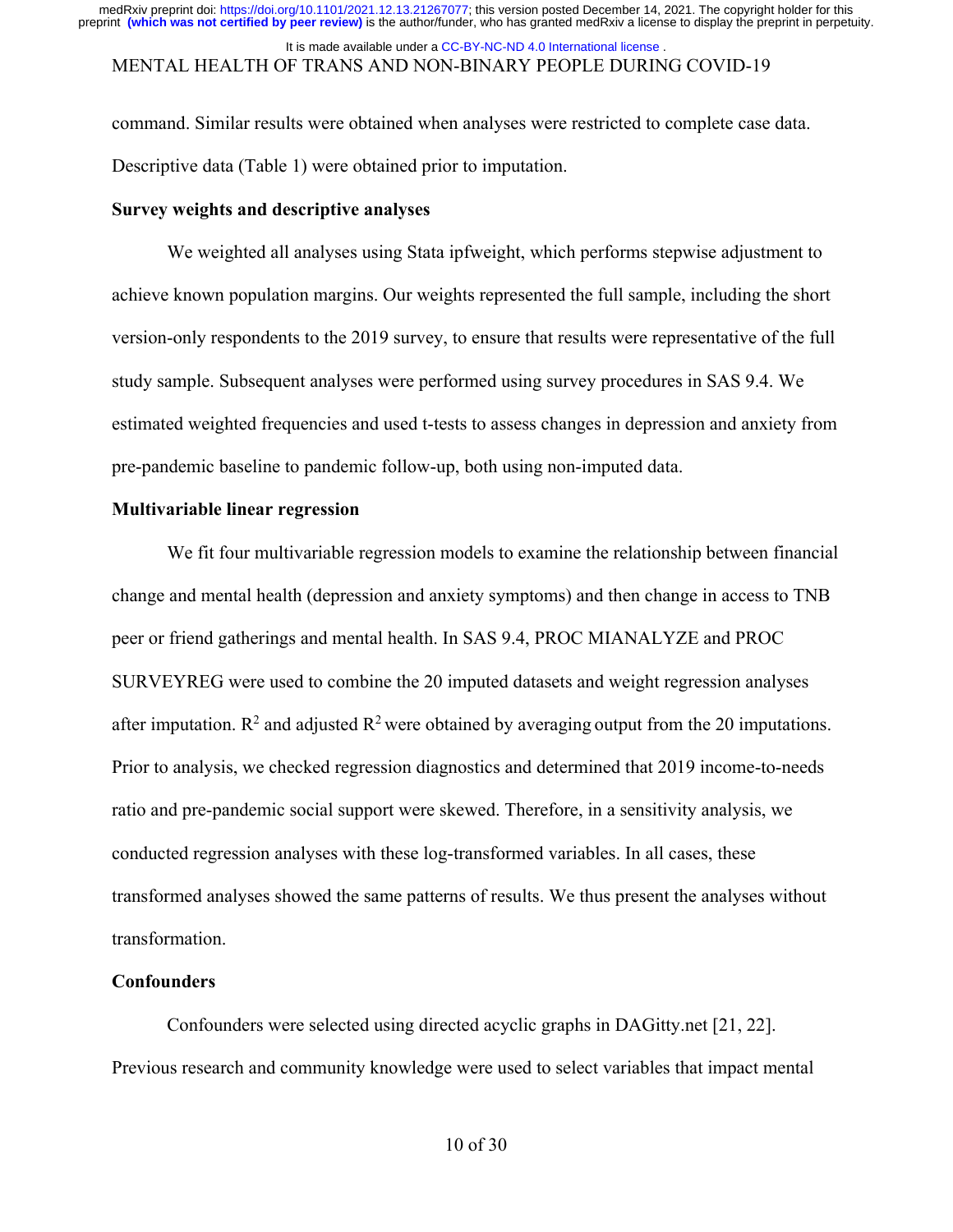command. Similar results were obtained when analyses were restricted to complete case data. Descriptive data (Table 1) were obtained prior to imputation.

**Survey weights and descriptive analyses**

We weighted all analyses using Stata ipfweight, which performs stepwise adjustment to achieve known population margins. Our weights represented the full sample, including the short version-only respondents to the 2019 survey, to ensure that results were representative of the full study sample. Subsequent analyses were performed using survey procedures in SAS 9.4. We estimated weighted frequencies and used t-tests to assess changes in depression and anxiety from pre-pandemic baseline to pandemic follow-up, both using non-imputed data.

**Multivariable linear regression**

We fit four multivariable regression models to examine the relationship between financial change and mental health (depression and anxiety symptoms) and then change in access to TNB peer or friend gatherings and mental health. In SAS 9.4, PROC MIANALYZE and PROC SURVEYREG were used to combine the 20 imputed datasets and weight regression analyses after imputation. $R^2$ and adjusted $R^2$ were obtained by averaging output from the 20 imputations. Prior to analysis, we checked regression diagnostics and determined that 2019 income-to-needs ratio and pre-pandemic social support were skewed. Therefore, in a sensitivity analysis, we conducted regression analyses with these log-transformed variables. In all cases, these transformed analyses showed the same patterns of results. We thus present the analyses without transformation.

**Confounders**

Confounders were selected using directed acyclic graphs in DAGitty.net [21, 22]. Previous research and community knowledge were used to select variables that impact mental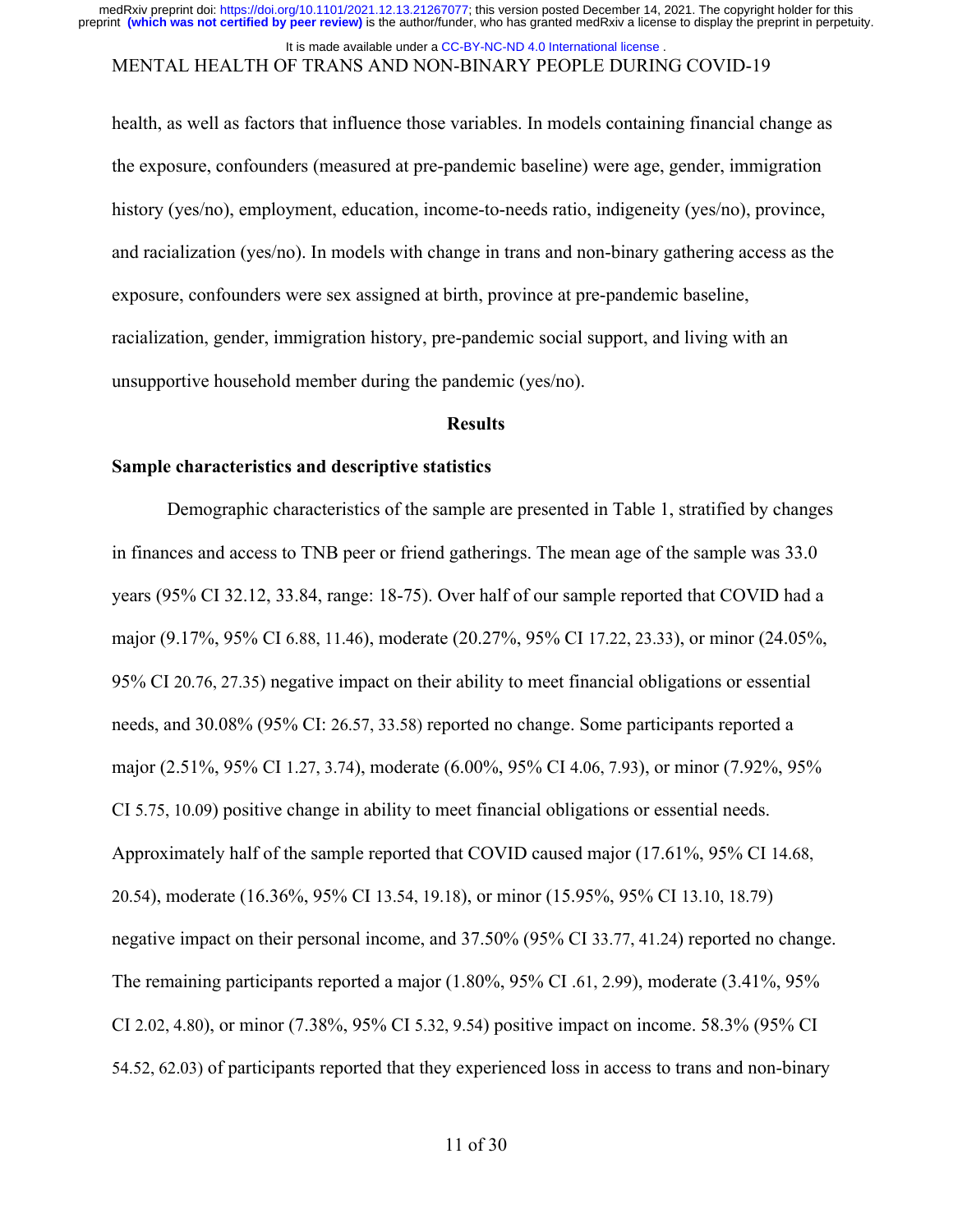health, as well as factors that influence those variables. In models containing financial change as the exposure, confounders (measured at pre-pandemic baseline) were age, gender, immigration history (yes/no), employment, education, income-to-needs ratio, indigeneity (yes/no), province, and racialization (yes/no). In models with change in trans and non-binary gathering access as the exposure, confounders were sex assigned at birth, province at pre-pandemic baseline, racialization, gender, immigration history, pre-pandemic social support, and living with an unsupportive household member during the pandemic (yes/no).

## Results

### Sample characteristics and descriptive statistics

Demographic characteristics of the sample are presented in Table 1, stratified by changes in finances and access to TNB peer or friend gatherings. The mean age of the sample was 33.0 years (95% CI 32.12, 33.84, range: 18-75). Over half of our sample reported that COVID had a major (9.17%, 95% CI 6.88, 11.46), moderate (20.27%, 95% CI 17.22, 23.33), or minor (24.05%, 95% CI 20.76, 27.35) negative impact on their ability to meet financial obligations or essential needs, and 30.08% (95% CI: 26.57, 33.58) reported no change. Some participants reported a major (2.51%, 95% CI 1.27, 3.74), moderate (6.00%, 95% CI 4.06, 7.93), or minor (7.92%, 95% CI 5.75, 10.09) positive change in ability to meet financial obligations or essential needs. Approximately half of the sample reported that COVID caused major (17.61%, 95% CI 14.68, 20.54), moderate (16.36%, 95% CI 13.54, 19.18), or minor (15.95%, 95% CI 13.10, 18.79) negative impact on their personal income, and 37.50% (95% CI 33.77, 41.24) reported no change. The remaining participants reported a major (1.80%, 95% CI .61, 2.99), moderate (3.41%, 95% CI 2.02, 4.80), or minor (7.38%, 95% CI 5.32, 9.54) positive impact on income. 58.3% (95% CI 54.52, 62.03) of participants reported that they experienced loss in access to trans and non-binary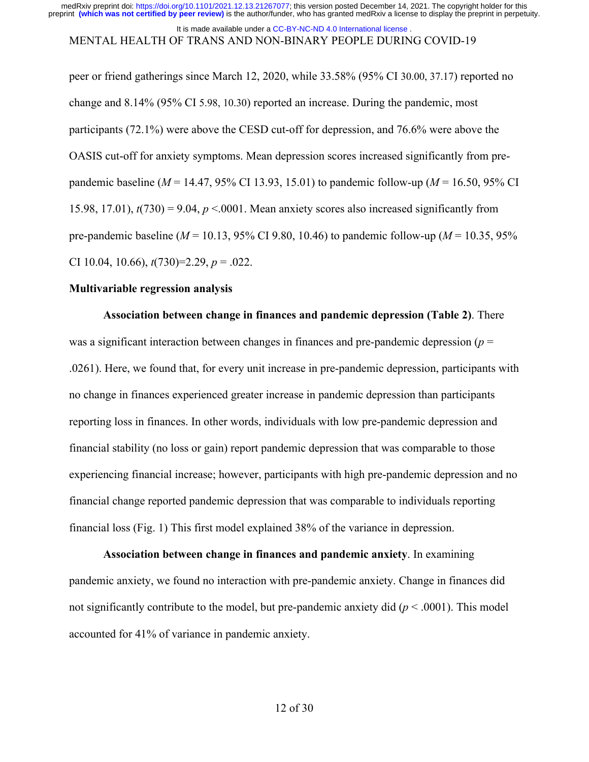peer or friend gatherings since March 12, 2020, while 33.58% (95% CI 30.00, 37.17) reported no change and 8.14% (95% CI 5.98, 10.30) reported an increase. During the pandemic, most participants (72.1%) were above the CESD cut-off for depression, and 76.6% were above the OASIS cut-off for anxiety symptoms. Mean depression scores increased significantly from pre-pandemic baseline ($M$ = 14.47, 95% CI 13.93, 15.01) to pandemic follow-up ($M$ = 16.50, 95% CI 15.98, 17.01), $t(730) = 9.04$, $p < .0001$. Mean anxiety scores also increased significantly from pre-pandemic baseline ($M$ = 10.13, 95% CI 9.80, 10.46) to pandemic follow-up ($M$ = 10.35, 95% CI 10.04, 10.66), $t(730)=2.29$, $p = .022$.

**Multivariable regression analysis**

**Association between change in finances and pandemic depression (Table 2)**. There was a significant interaction between changes in finances and pre-pandemic depression ($p = .0261$). Here, we found that, for every unit increase in pre-pandemic depression, participants with no change in finances experienced greater increase in pandemic depression than participants reporting loss in finances. In other words, individuals with low pre-pandemic depression and financial stability (no loss or gain) report pandemic depression that was comparable to those experiencing financial increase; however, participants with high pre-pandemic depression and no financial change reported pandemic depression that was comparable to individuals reporting financial loss (Fig. 1) This first model explained 38% of the variance in depression.

**Association between change in finances and pandemic anxiety**. In examining pandemic anxiety, we found no interaction with pre-pandemic anxiety. Change in finances did not significantly contribute to the model, but pre-pandemic anxiety did ($p < .0001$). This model accounted for 41% of variance in pandemic anxiety.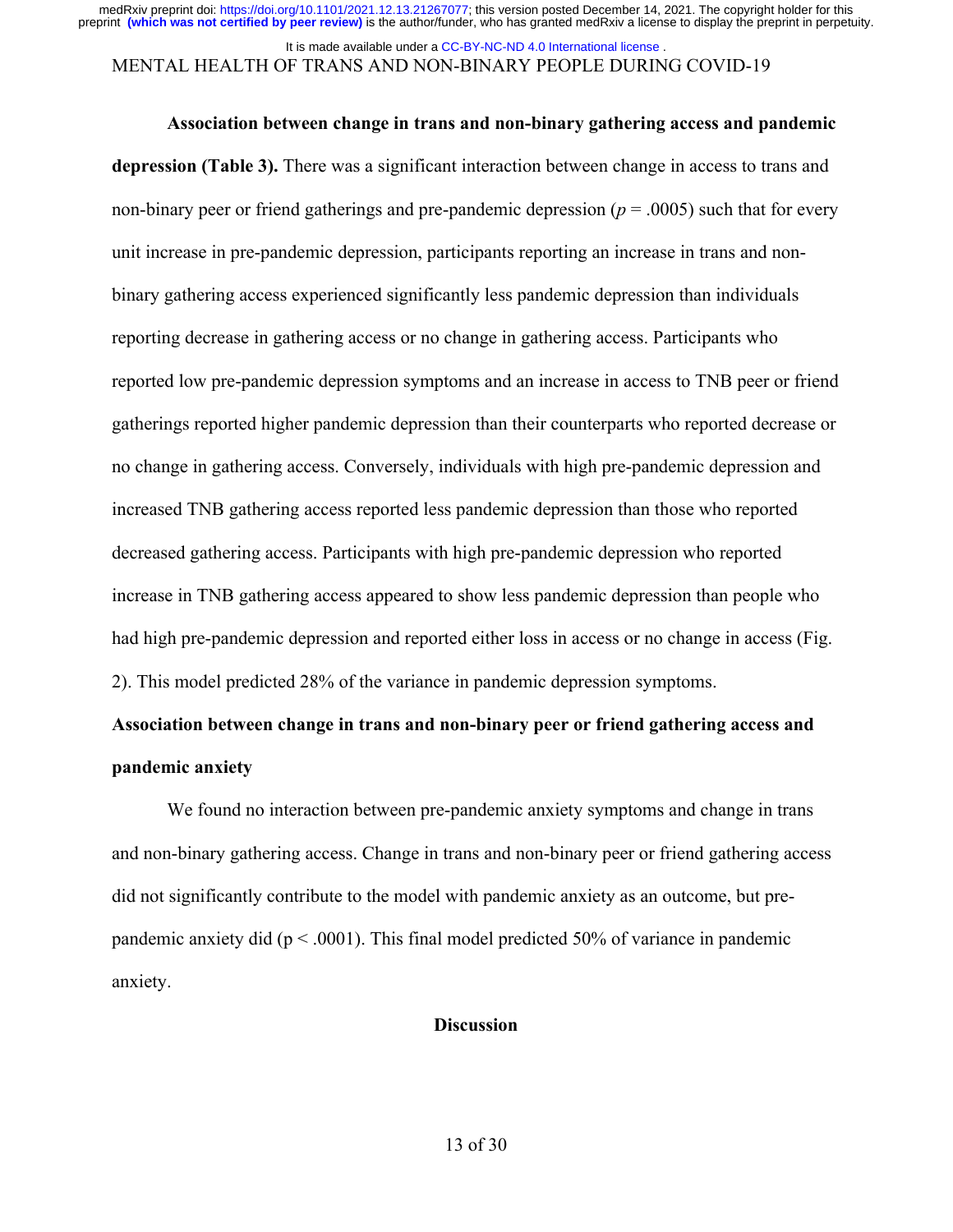**Association between change in trans and non-binary gathering access and pandemic depression (Table 3).** There was a significant interaction between change in access to trans and non-binary peer or friend gatherings and pre-pandemic depression ($p = .0005$) such that for every unit increase in pre-pandemic depression, participants reporting an increase in trans and non-binary gathering access experienced significantly less pandemic depression than individuals reporting decrease in gathering access or no change in gathering access. Participants who reported low pre-pandemic depression symptoms and an increase in access to TNB peer or friend gatherings reported higher pandemic depression than their counterparts who reported decrease or no change in gathering access. Conversely, individuals with high pre-pandemic depression and increased TNB gathering access reported less pandemic depression than those who reported decreased gathering access. Participants with high pre-pandemic depression who reported increase in TNB gathering access appeared to show less pandemic depression than people who had high pre-pandemic depression and reported either loss in access or no change in access (Fig. 2). This model predicted 28% of the variance in pandemic depression symptoms.

**Association between change in trans and non-binary peer or friend gathering access and pandemic anxiety**

We found no interaction between pre-pandemic anxiety symptoms and change in trans and non-binary gathering access. Change in trans and non-binary peer or friend gathering access did not significantly contribute to the model with pandemic anxiety as an outcome, but pre-pandemic anxiety did ($p < .0001$). This final model predicted 50% of variance in pandemic anxiety.

## Discussion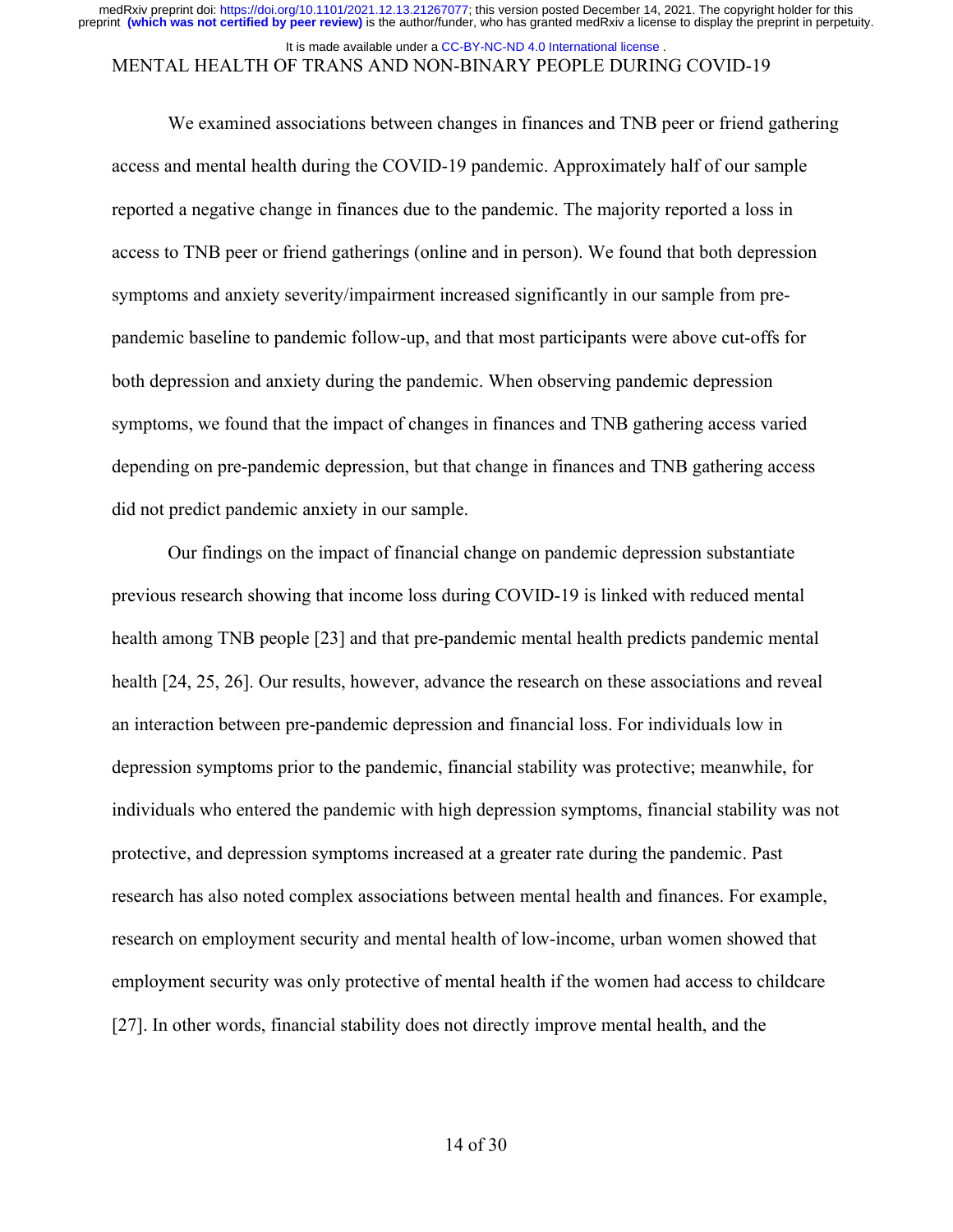We examined associations between changes in finances and TNB peer or friend gathering access and mental health during the COVID-19 pandemic. Approximately half of our sample reported a negative change in finances due to the pandemic. The majority reported a loss in access to TNB peer or friend gatherings (online and in person). We found that both depression symptoms and anxiety severity/impairment increased significantly in our sample from pre-pandemic baseline to pandemic follow-up, and that most participants were above cut-offs for both depression and anxiety during the pandemic. When observing pandemic depression symptoms, we found that the impact of changes in finances and TNB gathering access varied depending on pre-pandemic depression, but that change in finances and TNB gathering access did not predict pandemic anxiety in our sample.

Our findings on the impact of financial change on pandemic depression substantiate previous research showing that income loss during COVID-19 is linked with reduced mental health among TNB people [23] and that pre-pandemic mental health predicts pandemic mental health [24, 25, 26]. Our results, however, advance the research on these associations and reveal an interaction between pre-pandemic depression and financial loss. For individuals low in depression symptoms prior to the pandemic, financial stability was protective; meanwhile, for individuals who entered the pandemic with high depression symptoms, financial stability was not protective, and depression symptoms increased at a greater rate during the pandemic. Past research has also noted complex associations between mental health and finances. For example, research on employment security and mental health of low-income, urban women showed that employment security was only protective of mental health if the women had access to childcare [27]. In other words, financial stability does not directly improve mental health, and the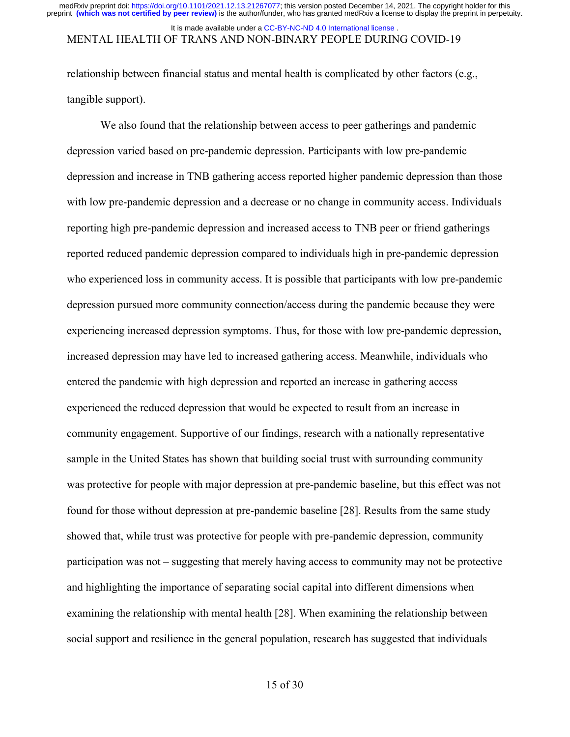relationship between financial status and mental health is complicated by other factors (e.g., tangible support).

We also found that the relationship between access to peer gatherings and pandemic depression varied based on pre-pandemic depression. Participants with low pre-pandemic depression and increase in TNB gathering access reported higher pandemic depression than those with low pre-pandemic depression and a decrease or no change in community access. Individuals reporting high pre-pandemic depression and increased access to TNB peer or friend gatherings reported reduced pandemic depression compared to individuals high in pre-pandemic depression who experienced loss in community access. It is possible that participants with low pre-pandemic depression pursued more community connection/access during the pandemic because they were experiencing increased depression symptoms. Thus, for those with low pre-pandemic depression, increased depression may have led to increased gathering access. Meanwhile, individuals who entered the pandemic with high depression and reported an increase in gathering access experienced the reduced depression that would be expected to result from an increase in community engagement. Supportive of our findings, research with a nationally representative sample in the United States has shown that building social trust with surrounding community was protective for people with major depression at pre-pandemic baseline, but this effect was not found for those without depression at pre-pandemic baseline [28]. Results from the same study showed that, while trust was protective for people with pre-pandemic depression, community participation was not – suggesting that merely having access to community may not be protective and highlighting the importance of separating social capital into different dimensions when examining the relationship with mental health [28]. When examining the relationship between social support and resilience in the general population, research has suggested that individuals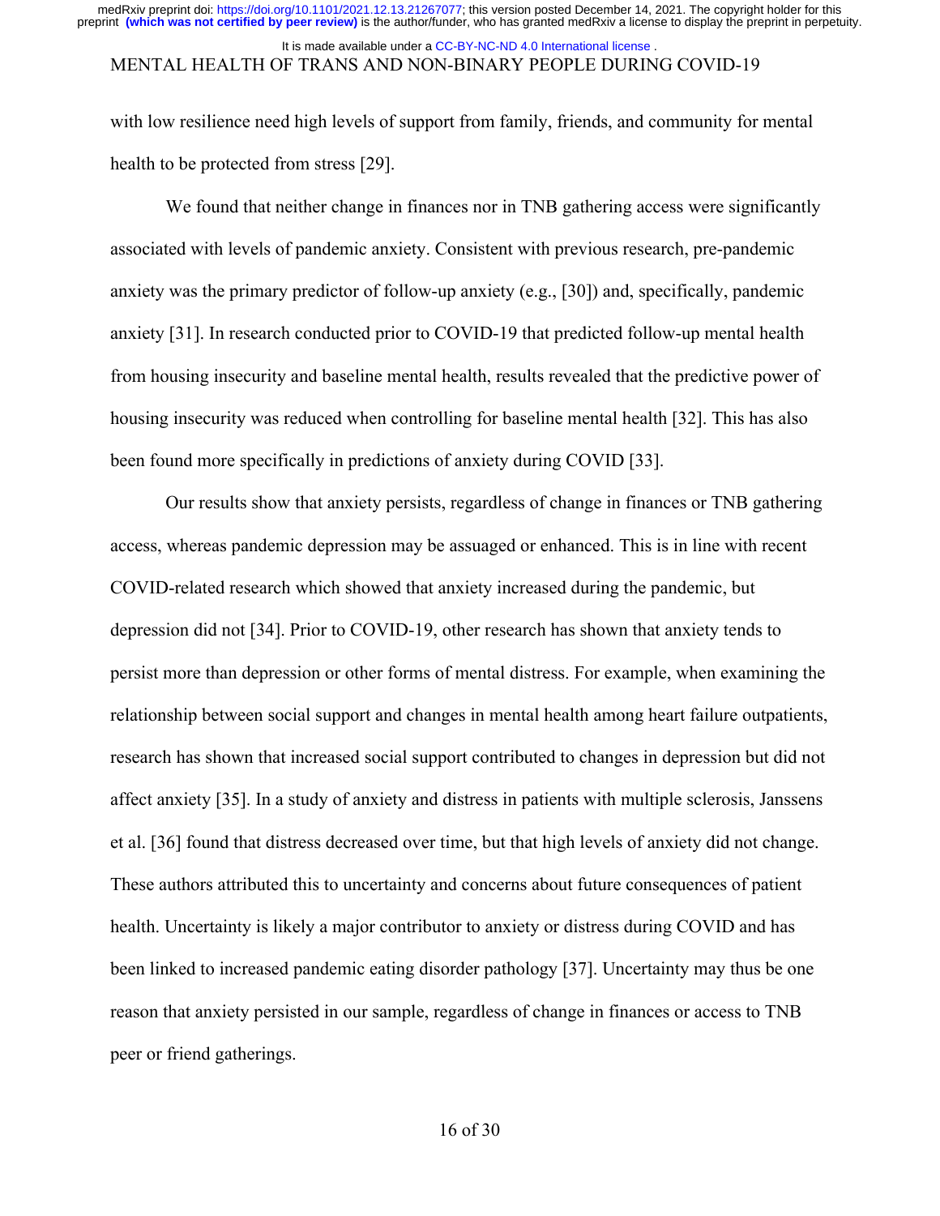with low resilience need high levels of support from family, friends, and community for mental health to be protected from stress [29].

We found that neither change in finances nor in TNB gathering access were significantly associated with levels of pandemic anxiety. Consistent with previous research, pre-pandemic anxiety was the primary predictor of follow-up anxiety (e.g., [30]) and, specifically, pandemic anxiety [31]. In research conducted prior to COVID-19 that predicted follow-up mental health from housing insecurity and baseline mental health, results revealed that the predictive power of housing insecurity was reduced when controlling for baseline mental health [32]. This has also been found more specifically in predictions of anxiety during COVID [33].

Our results show that anxiety persists, regardless of change in finances or TNB gathering access, whereas pandemic depression may be assuaged or enhanced. This is in line with recent COVID-related research which showed that anxiety increased during the pandemic, but depression did not [34]. Prior to COVID-19, other research has shown that anxiety tends to persist more than depression or other forms of mental distress. For example, when examining the relationship between social support and changes in mental health among heart failure outpatients, research has shown that increased social support contributed to changes in depression but did not affect anxiety [35]. In a study of anxiety and distress in patients with multiple sclerosis, Janssens et al. [36] found that distress decreased over time, but that high levels of anxiety did not change. These authors attributed this to uncertainty and concerns about future consequences of patient health. Uncertainty is likely a major contributor to anxiety or distress during COVID and has been linked to increased pandemic eating disorder pathology [37]. Uncertainty may thus be one reason that anxiety persisted in our sample, regardless of change in finances or access to TNB peer or friend gatherings.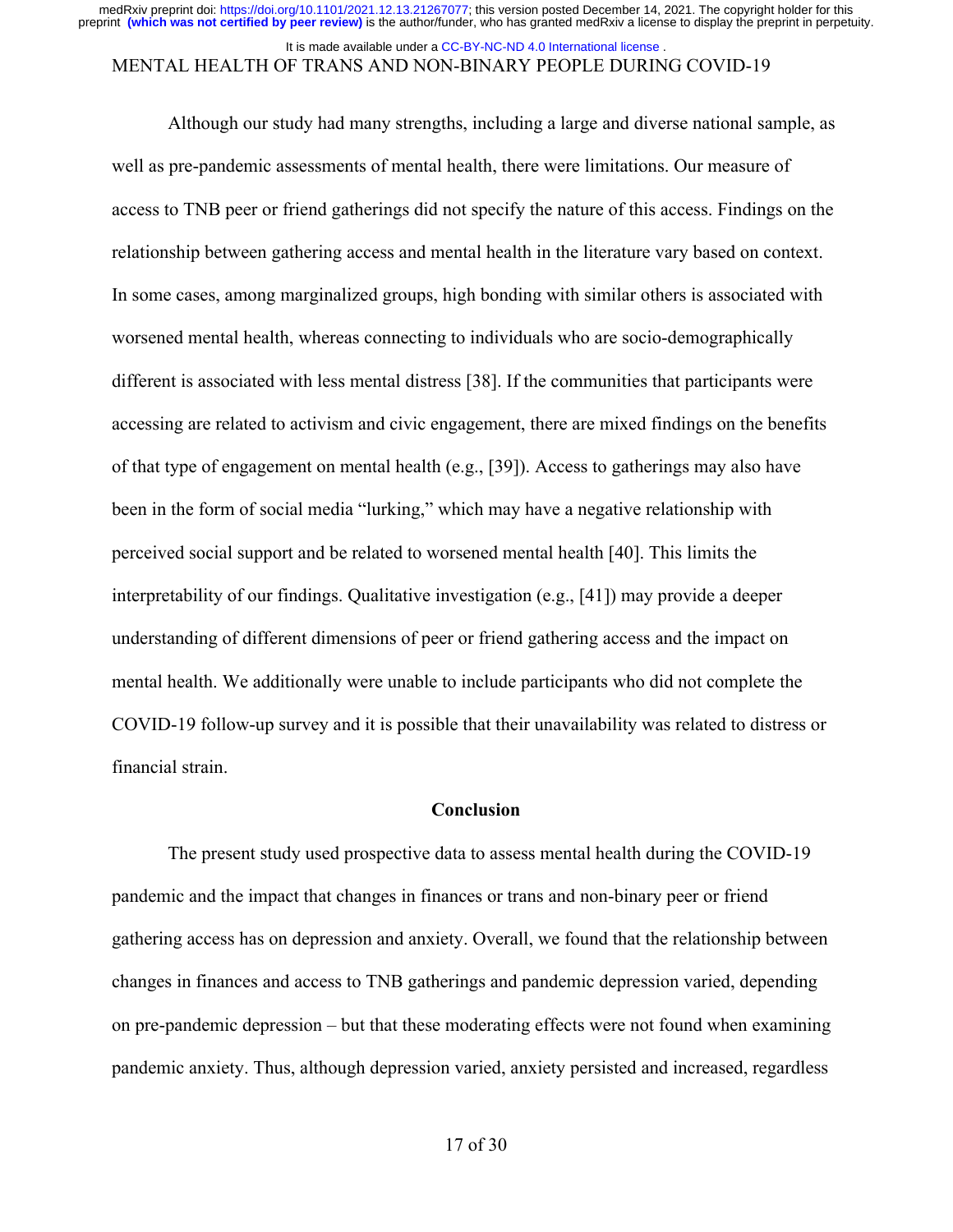Although our study had many strengths, including a large and diverse national sample, as well as pre-pandemic assessments of mental health, there were limitations. Our measure of access to TNB peer or friend gatherings did not specify the nature of this access. Findings on the relationship between gathering access and mental health in the literature vary based on context. In some cases, among marginalized groups, high bonding with similar others is associated with worsened mental health, whereas connecting to individuals who are socio-demographically different is associated with less mental distress [38]. If the communities that participants were accessing are related to activism and civic engagement, there are mixed findings on the benefits of that type of engagement on mental health (e.g., [39]). Access to gatherings may also have been in the form of social media "lurking," which may have a negative relationship with perceived social support and be related to worsened mental health [40]. This limits the interpretability of our findings. Qualitative investigation (e.g., [41]) may provide a deeper understanding of different dimensions of peer or friend gathering access and the impact on mental health. We additionally were unable to include participants who did not complete the COVID-19 follow-up survey and it is possible that their unavailability was related to distress or financial strain.

## Conclusion

The present study used prospective data to assess mental health during the COVID-19 pandemic and the impact that changes in finances or trans and non-binary peer or friend gathering access has on depression and anxiety. Overall, we found that the relationship between changes in finances and access to TNB gatherings and pandemic depression varied, depending on pre-pandemic depression – but that these moderating effects were not found when examining pandemic anxiety. Thus, although depression varied, anxiety persisted and increased, regardless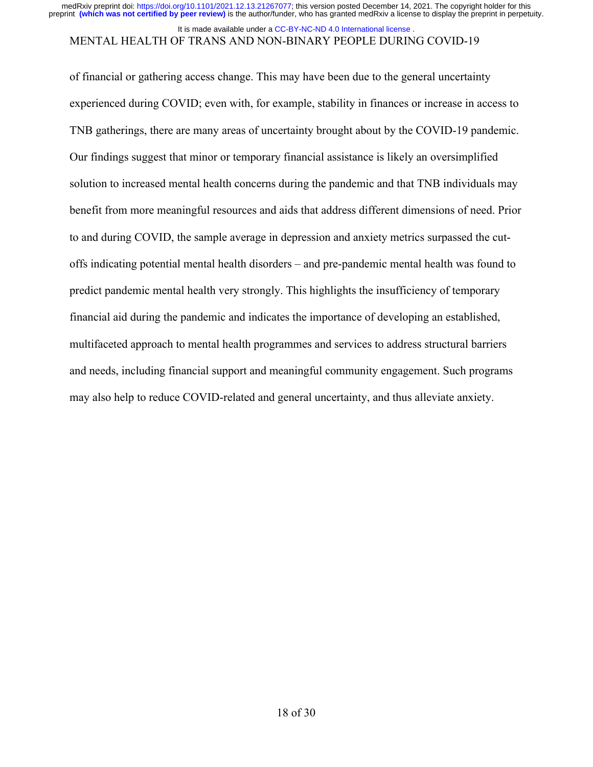of financial or gathering access change. This may have been due to the general uncertainty experienced during COVID; even with, for example, stability in finances or increase in access to TNB gatherings, there are many areas of uncertainty brought about by the COVID-19 pandemic. Our findings suggest that minor or temporary financial assistance is likely an oversimplified solution to increased mental health concerns during the pandemic and that TNB individuals may benefit from more meaningful resources and aids that address different dimensions of need. Prior to and during COVID, the sample average in depression and anxiety metrics surpassed the cut-offs indicating potential mental health disorders – and pre-pandemic mental health was found to predict pandemic mental health very strongly. This highlights the insufficiency of temporary financial aid during the pandemic and indicates the importance of developing an established, multifaceted approach to mental health programmes and services to address structural barriers and needs, including financial support and meaningful community engagement. Such programs may also help to reduce COVID-related and general uncertainty, and thus alleviate anxiety.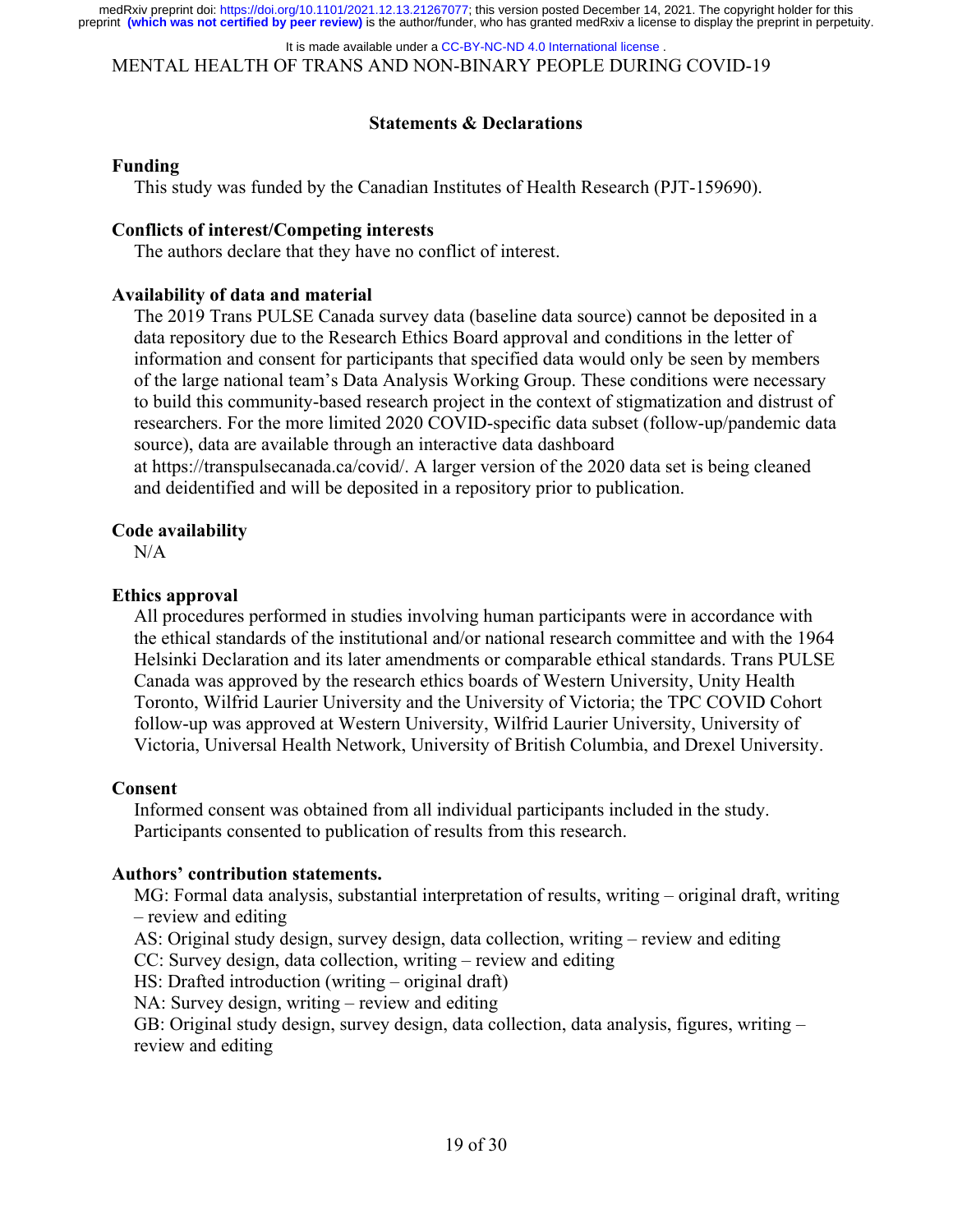## Statements & Declarations

### Funding

This study was funded by the Canadian Institutes of Health Research (PJT-159690).

### Conflicts of interest/Competing interests

The authors declare that they have no conflict of interest.

### Availability of data and material

The 2019 Trans PULSE Canada survey data (baseline data source) cannot be deposited in a data repository due to the Research Ethics Board approval and conditions in the letter of information and consent for participants that specified data would only be seen by members of the large national team's Data Analysis Working Group. These conditions were necessary to build this community-based research project in the context of stigmatization and distrust of researchers. For the more limited 2020 COVID-specific data subset (follow-up/pandemic data source), data are available through an interactive data dashboard at https://transpulsecanada.ca/covid/. A larger version of the 2020 data set is being cleaned and deidentified and will be deposited in a repository prior to publication.

### Code availability

N/A

### Ethics approval

All procedures performed in studies involving human participants were in accordance with the ethical standards of the institutional and/or national research committee and with the 1964 Helsinki Declaration and its later amendments or comparable ethical standards. Trans PULSE Canada was approved by the research ethics boards of Western University, Unity Health Toronto, Wilfrid Laurier University and the University of Victoria; the TPC COVID Cohort follow-up was approved at Western University, Wilfrid Laurier University, University of Victoria, Universal Health Network, University of British Columbia, and Drexel University.

### Consent

Informed consent was obtained from all individual participants included in the study. Participants consented to publication of results from this research.

### Authors' contribution statements.

MG: Formal data analysis, substantial interpretation of results, writing – original draft, writing – review and editing

AS: Original study design, survey design, data collection, writing – review and editing

CC: Survey design, data collection, writing – review and editing

HS: Drafted introduction (writing – original draft)

NA: Survey design, writing – review and editing

GB: Original study design, survey design, data collection, data analysis, figures, writing – review and editing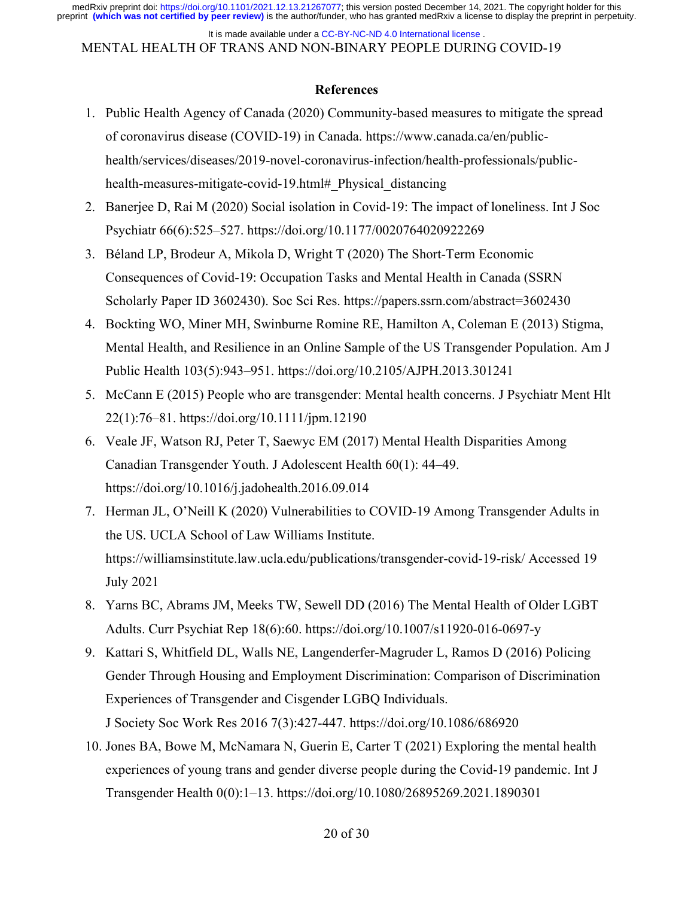## References

1. Public Health Agency of Canada (2020) Community-based measures to mitigate the spread of coronavirus disease (COVID-19) in Canada. https://www.canada.ca/en/public-health/services/diseases/2019-novel-coronavirus-infection/health-professionals/public-health-measures-mitigate-covid-19.html#_Physical_distancing
2. Banerjee D, Rai M (2020) Social isolation in Covid-19: The impact of loneliness. Int J Soc Psychiatr 66(6):525–527. https://doi.org/10.1177/0020764020922269
3. Béland LP, Brodeur A, Mikola D, Wright T (2020) The Short-Term Economic Consequences of Covid-19: Occupation Tasks and Mental Health in Canada (SSRN Scholarly Paper ID 3602430). Soc Sci Res. https://papers.ssrn.com/abstract=3602430
4. Bockting WO, Miner MH, Swinburne Romine RE, Hamilton A, Coleman E (2013) Stigma, Mental Health, and Resilience in an Online Sample of the US Transgender Population. Am J Public Health 103(5):943–951. https://doi.org/10.2105/AJPH.2013.301241
5. McCann E (2015) People who are transgender: Mental health concerns. J Psychiatr Ment Hlt 22(1):76–81. https://doi.org/10.1111/jpm.12190
6. Veale JF, Watson RJ, Peter T, Saewyc EM (2017) Mental Health Disparities Among Canadian Transgender Youth. J Adolescent Health 60(1): 44–49. https://doi.org/10.1016/j.jadohealth.2016.09.014
7. Herman JL, O'Neill K (2020) Vulnerabilities to COVID-19 Among Transgender Adults in the US. UCLA School of Law Williams Institute. https://williamsinstitute.law.ucla.edu/publications/transgender-covid-19-risk/ Accessed 19 July 2021
8. Yarns BC, Abrams JM, Meeks TW, Sewell DD (2016) The Mental Health of Older LGBT Adults. Curr Psychiat Rep 18(6):60. https://doi.org/10.1007/s11920-016-0697-y
9. Kattari S, Whitfield DL, Walls NE, Langenderfer-Magruder L, Ramos D (2016) Policing Gender Through Housing and Employment Discrimination: Comparison of Discrimination Experiences of Transgender and Cisgender LGBQ Individuals. J Society Soc Work Res 2016 7(3):427-447. https://doi.org/10.1086/686920
10. Jones BA, Bowe M, McNamara N, Guerin E, Carter T (2021) Exploring the mental health experiences of young trans and gender diverse people during the Covid-19 pandemic. Int J Transgender Health 0(0):1–13. https://doi.org/10.1080/26895269.2021.1890301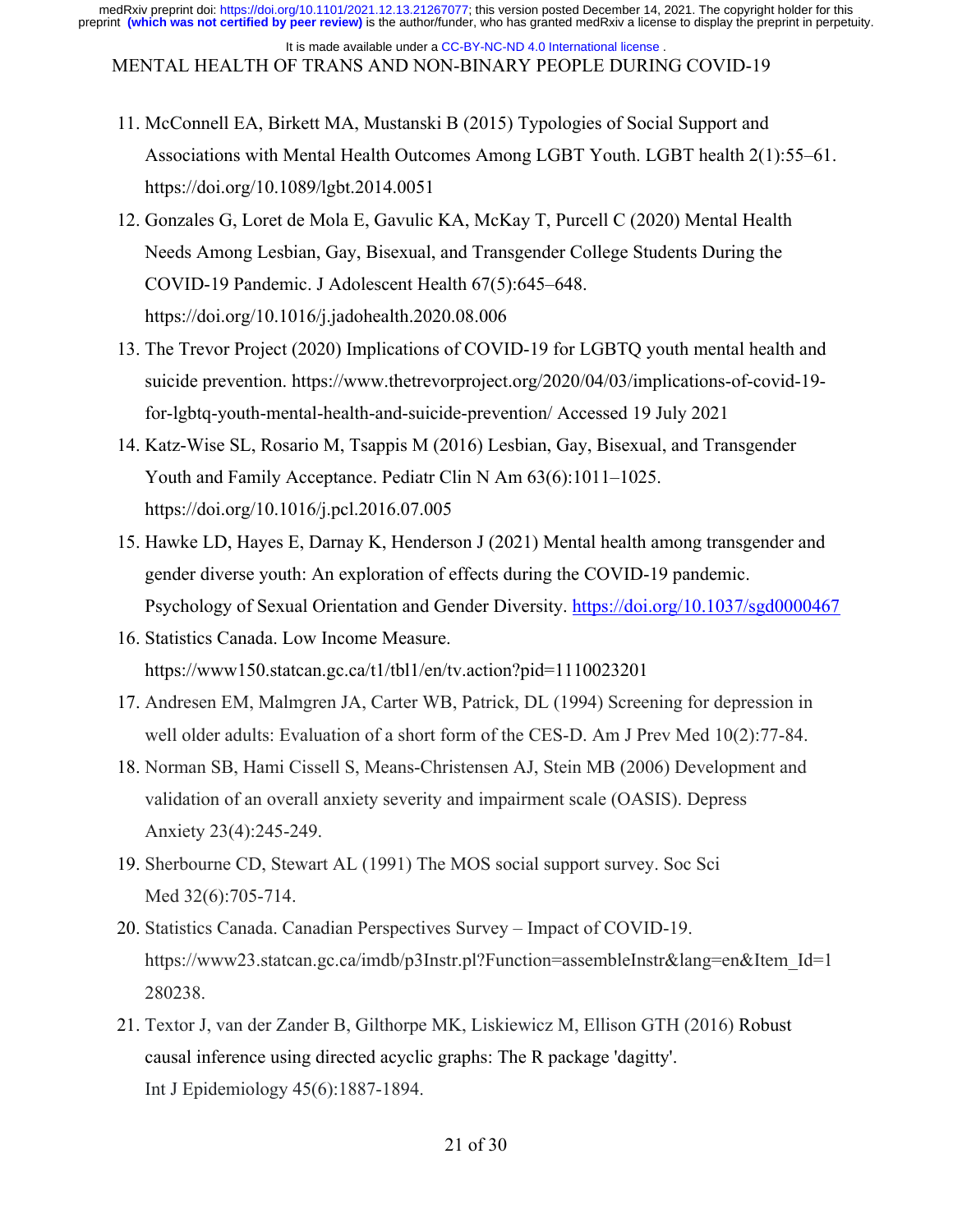11. McConnell EA, Birkett MA, Mustanski B (2015) Typologies of Social Support and Associations with Mental Health Outcomes Among LGBT Youth. LGBT health 2(1):55–61. https://doi.org/10.1089/lgbt.2014.0051
12. Gonzales G, Loret de Mola E, Gavulic KA, McKay T, Purcell C (2020) Mental Health Needs Among Lesbian, Gay, Bisexual, and Transgender College Students During the COVID-19 Pandemic. J Adolescent Health 67(5):645–648. https://doi.org/10.1016/j.jadohealth.2020.08.006
13. The Trevor Project (2020) Implications of COVID-19 for LGBTQ youth mental health and suicide prevention. https://www.thetrevorproject.org/2020/04/03/implications-of-covid-19-for-lgbtq-youth-mental-health-and-suicide-prevention/ Accessed 19 July 2021
14. Katz-Wise SL, Rosario M, Tsappis M (2016) Lesbian, Gay, Bisexual, and Transgender Youth and Family Acceptance. Pediatr Clin N Am 63(6):1011–1025. https://doi.org/10.1016/j.pcl.2016.07.005
15. Hawke LD, Hayes E, Darnay K, Henderson J (2021) Mental health among transgender and gender diverse youth: An exploration of effects during the COVID-19 pandemic. Psychology of Sexual Orientation and Gender Diversity. https://doi.org/10.1037/sgd0000467
16. Statistics Canada. Low Income Measure. https://www150.statcan.gc.ca/t1/tbl1/en/tv.action?pid=1110023201
17. Andresen EM, Malmgren JA, Carter WB, Patrick, DL (1994) Screening for depression in well older adults: Evaluation of a short form of the CES-D. Am J Prev Med 10(2):77-84.
18. Norman SB, Hami Cissell S, Means-Christensen AJ, Stein MB (2006) Development and validation of an overall anxiety severity and impairment scale (OASIS). Depress Anxiety 23(4):245-249.
19. Sherbourne CD, Stewart AL (1991) The MOS social support survey. Soc Sci Med 32(6):705-714.
20. Statistics Canada. Canadian Perspectives Survey – Impact of COVID-19. https://www23.statcan.gc.ca/imdb/p3Instr.pl?Function=assembleInstr&lang=en&Item_Id=1280238.
21. Textor J, van der Zander B, Gilthorpe MK, Liskiewicz M, Ellison GTH (2016) Robust causal inference using directed acyclic graphs: The R package 'dagitty'. Int J Epidemiology 45(6):1887-1894.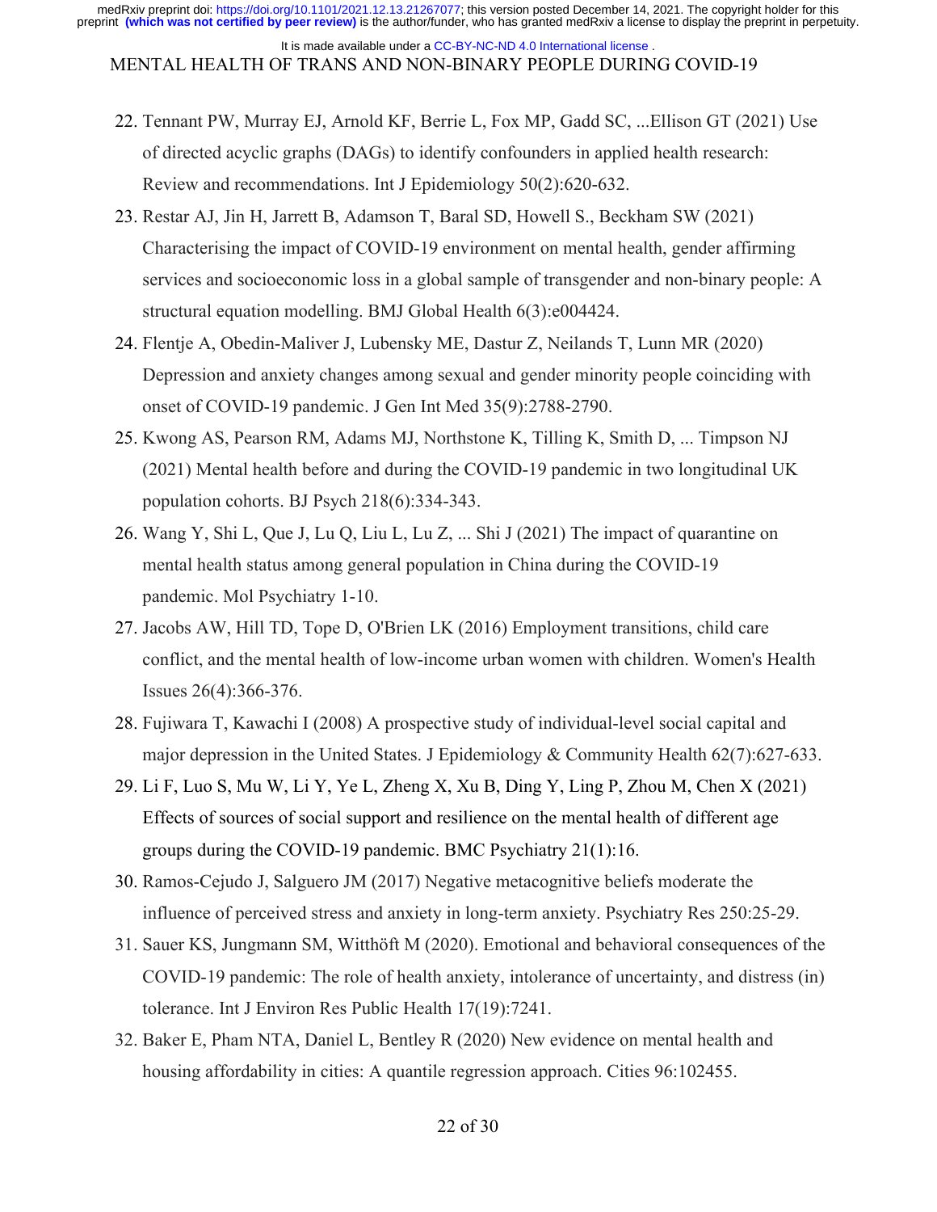22. Tennant PW, Murray EJ, Arnold KF, Berrie L, Fox MP, Gadd SC, ...Ellison GT (2021) Use of directed acyclic graphs (DAGs) to identify confounders in applied health research: Review and recommendations. Int J Epidemiology 50(2):620-632.
23. Restar AJ, Jin H, Jarrett B, Adamson T, Baral SD, Howell S., Beckham SW (2021) Characterising the impact of COVID-19 environment on mental health, gender affirming services and socioeconomic loss in a global sample of transgender and non-binary people: A structural equation modelling. BMJ Global Health 6(3):e004424.
24. Flentje A, Obedin-Maliver J, Lubensky ME, Dastur Z, Neilands T, Lunn MR (2020) Depression and anxiety changes among sexual and gender minority people coinciding with onset of COVID-19 pandemic. J Gen Int Med 35(9):2788-2790.
25. Kwong AS, Pearson RM, Adams MJ, Northstone K, Tilling K, Smith D, ... Timpson NJ (2021) Mental health before and during the COVID-19 pandemic in two longitudinal UK population cohorts. BJ Psych 218(6):334-343.
26. Wang Y, Shi L, Que J, Lu Q, Liu L, Lu Z, ... Shi J (2021) The impact of quarantine on mental health status among general population in China during the COVID-19 pandemic. Mol Psychiatry 1-10.
27. Jacobs AW, Hill TD, Tope D, O'Brien LK (2016) Employment transitions, child care conflict, and the mental health of low-income urban women with children. Women's Health Issues 26(4):366-376.
28. Fujiwara T, Kawachi I (2008) A prospective study of individual-level social capital and major depression in the United States. J Epidemiology & Community Health 62(7):627-633.
29. Li F, Luo S, Mu W, Li Y, Ye L, Zheng X, Xu B, Ding Y, Ling P, Zhou M, Chen X (2021) Effects of sources of social support and resilience on the mental health of different age groups during the COVID-19 pandemic. BMC Psychiatry 21(1):16.
30. Ramos-Cejudo J, Salguero JM (2017) Negative metacognitive beliefs moderate the influence of perceived stress and anxiety in long-term anxiety. Psychiatry Res 250:25-29.
31. Sauer KS, Jungmann SM, Witthöft M (2020). Emotional and behavioral consequences of the COVID-19 pandemic: The role of health anxiety, intolerance of uncertainty, and distress (in) tolerance. Int J Environ Res Public Health 17(19):7241.
32. Baker E, Pham NTA, Daniel L, Bentley R (2020) New evidence on mental health and housing affordability in cities: A quantile regression approach. Cities 96:102455.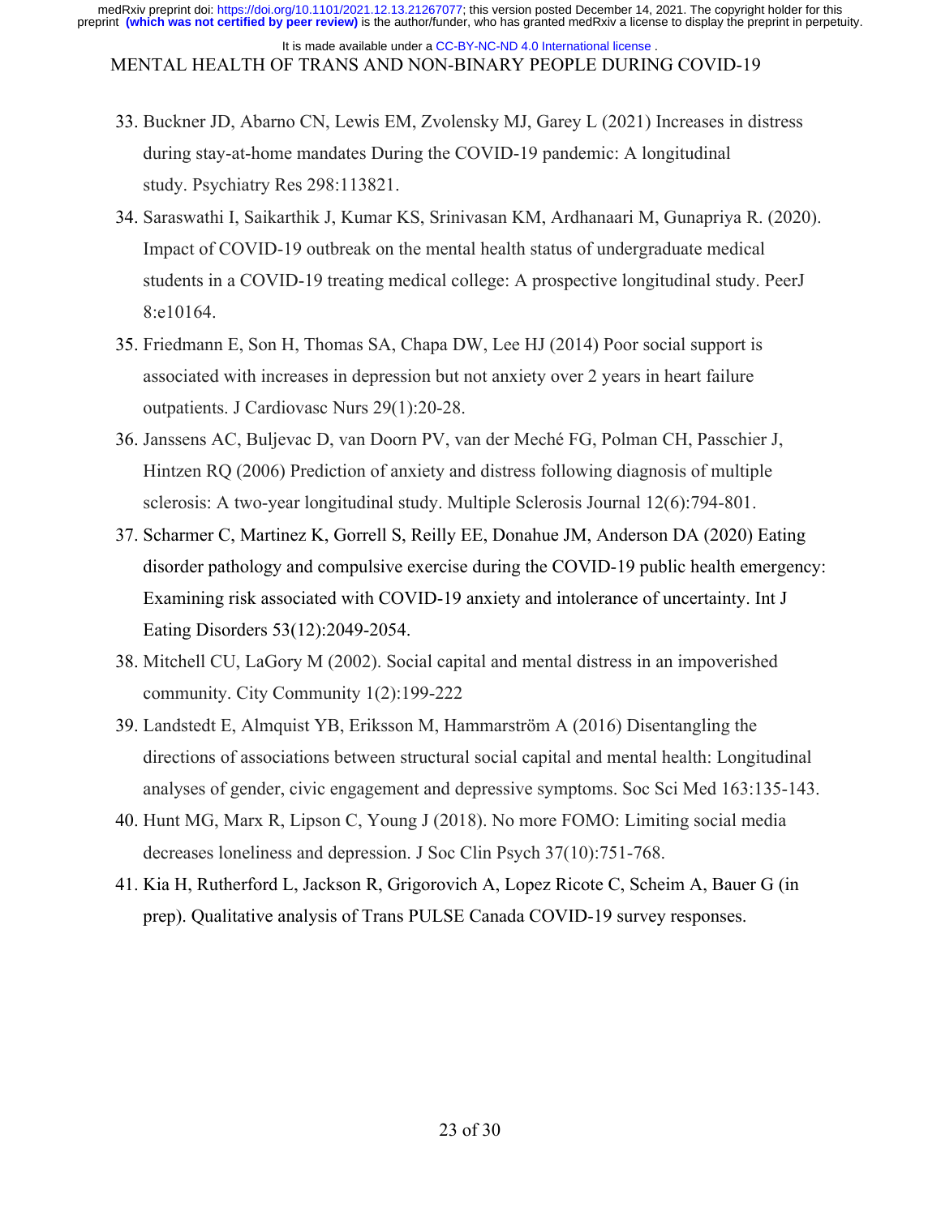33. Buckner JD, Abarno CN, Lewis EM, Zvolensky MJ, Garey L (2021) Increases in distress during stay-at-home mandates During the COVID-19 pandemic: A longitudinal study. Psychiatry Res 298:113821.
34. Saraswathi I, Saikarthik J, Kumar KS, Srinivasan KM, Ardhanaari M, Gunapriya R. (2020). Impact of COVID-19 outbreak on the mental health status of undergraduate medical students in a COVID-19 treating medical college: A prospective longitudinal study. PeerJ 8:e10164.
35. Friedmann E, Son H, Thomas SA, Chapa DW, Lee HJ (2014) Poor social support is associated with increases in depression but not anxiety over 2 years in heart failure outpatients. J Cardiovasc Nurs 29(1):20-28.
36. Janssens AC, Buljevac D, van Doorn PV, van der Meché FG, Polman CH, Passchier J, Hintzen RQ (2006) Prediction of anxiety and distress following diagnosis of multiple sclerosis: A two-year longitudinal study. Multiple Sclerosis Journal 12(6):794-801.
37. Scharmer C, Martinez K, Gorrell S, Reilly EE, Donahue JM, Anderson DA (2020) Eating disorder pathology and compulsive exercise during the COVID-19 public health emergency: Examining risk associated with COVID-19 anxiety and intolerance of uncertainty. Int J Eating Disorders 53(12):2049-2054.
38. Mitchell CU, LaGory M (2002). Social capital and mental distress in an impoverished community. City Community 1(2):199-222
39. Landstedt E, Almquist YB, Eriksson M, Hammarström A (2016) Disentangling the directions of associations between structural social capital and mental health: Longitudinal analyses of gender, civic engagement and depressive symptoms. Soc Sci Med 163:135-143.
40. Hunt MG, Marx R, Lipson C, Young J (2018). No more FOMO: Limiting social media decreases loneliness and depression. J Soc Clin Psych 37(10):751-768.
41. Kia H, Rutherford L, Jackson R, Grigorovich A, Lopez Ricote C, Scheim A, Bauer G (in prep). Qualitative analysis of Trans PULSE Canada COVID-19 survey responses.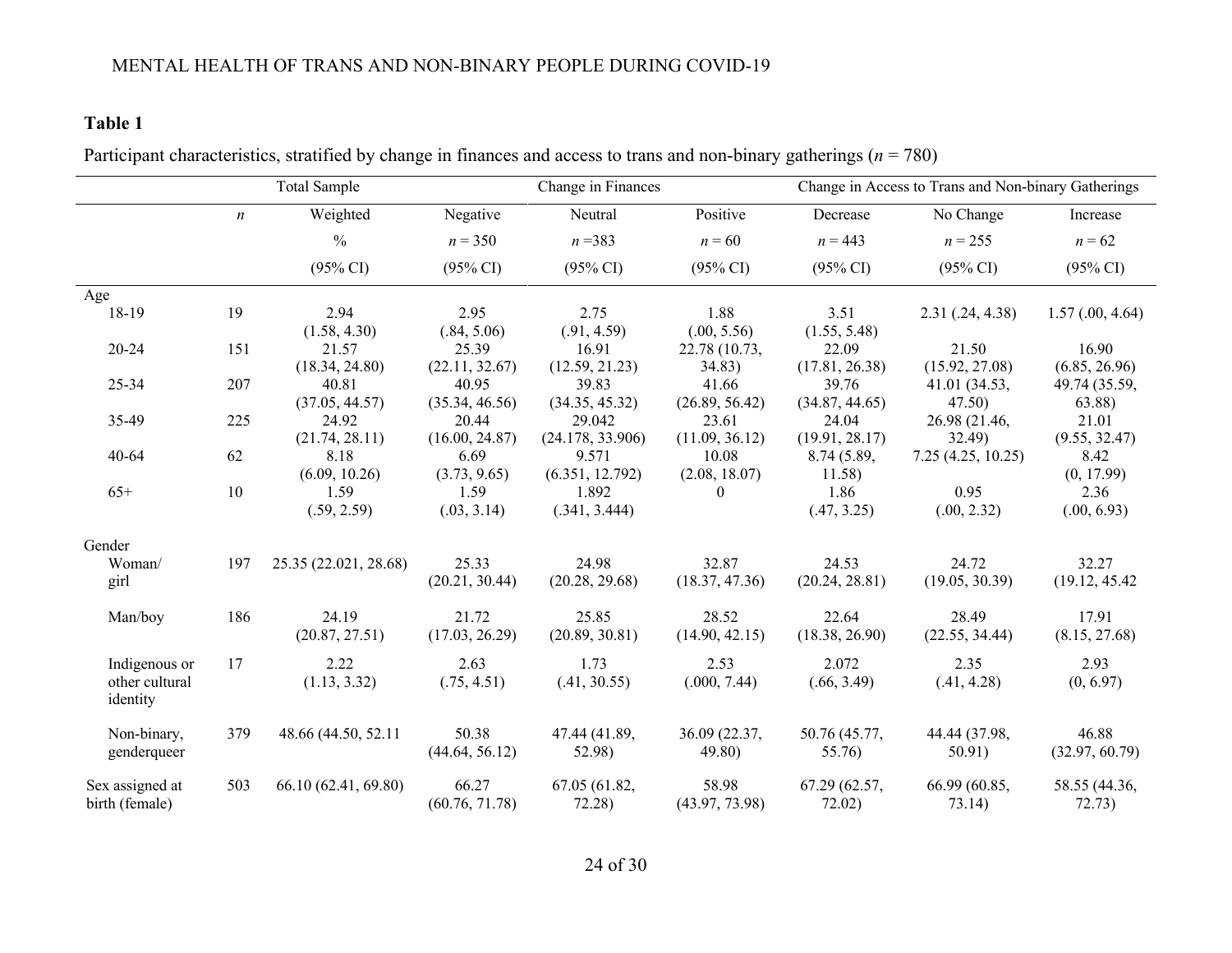**Table 1**

Participant characteristics, stratified by change in finances and access to trans and non-binary gatherings ($n$ = 780)

| | Total Sample | | Change in Finances | | | Change in Access to Trans and Non-binary Gatherings | | |
|---|---|---|---|---|---|---|---|---|
| | $n$ | Weighted % (95% CI) | Negative $n$ = 350 (95% CI) | Neutral $n$ =383 (95% CI) | Positive $n$ = 60 (95% CI) | Decrease $n$ = 443 (95% CI) | No Change $n$ = 255 (95% CI) | Increase $n$ = 62 (95% CI) |
| Age | | | | | | | | |
| 18-19 | 19 | 2.94 (1.58, 4.30) | 2.95 (.84, 5.06) | 2.75 (.91, 4.59) | 1.88 (.00, 5.56) | 3.51 (1.55, 5.48) | 2.31 (.24, 4.38) | 1.57 (.00, 4.64) |
| 20-24 | 151 | 21.57 (18.34, 24.80) | 25.39 (22.11, 32.67) | 16.91 (12.59, 21.23) | 22.78 (10.73, 34.83) | 22.09 (17.81, 26.38) | 21.50 (15.92, 27.08) | 16.90 (6.85, 26.96) |
| 25-34 | 207 | 40.81 (37.05, 44.57) | 40.95 (35.34, 46.56) | 39.83 (34.35, 45.32) | 41.66 (26.89, 56.42) | 39.76 (34.87, 44.65) | 41.01 (34.53, 47.50) | 49.74 (35.59, 63.88) |
| 35-49 | 225 | 24.92 (21.74, 28.11) | 20.44 (16.00, 24.87) | 29.042 (24.178, 33.906) | 23.61 (11.09, 36.12) | 24.04 (19.91, 28.17) | 26.98 (21.46, 32.49) | 21.01 (9.55, 32.47) |
| 40-64 | 62 | 8.18 (6.09, 10.26) | 6.69 (3.73, 9.65) | 9.571 (6.351, 12.792) | 10.08 (2.08, 18.07) | 8.74 (5.89, 11.58) | 7.25 (4.25, 10.25) | 8.42 (0, 17.99) |
| 65+ | 10 | 1.59 (.59, 2.59) | 1.59 (.03, 3.14) | 1.892 (.341, 3.444) | 0 | 1.86 (.47, 3.25) | 0.95 (.00, 2.32) | 2.36 (.00, 6.93) |
| Gender | | | | | | | | |
| Woman/ girl | 197 | 25.35 (22.021, 28.68) | 25.33 (20.21, 30.44) | 24.98 (20.28, 29.68) | 32.87 (18.37, 47.36) | 24.53 (20.24, 28.81) | 24.72 (19.05, 30.39) | 32.27 (19.12, 45.42 |
| Man/boy | 186 | 24.19 (20.87, 27.51) | 21.72 (17.03, 26.29) | 25.85 (20.89, 30.81) | 28.52 (14.90, 42.15) | 22.64 (18.38, 26.90) | 28.49 (22.55, 34.44) | 17.91 (8.15, 27.68) |
| Indigenous or other cultural identity | 17 | 2.22 (1.13, 3.32) | 2.63 (.75, 4.51) | 1.73 (.41, 30.55) | 2.53 (.000, 7.44) | 2.072 (.66, 3.49) | 2.35 (.41, 4.28) | 2.93 (0, 6.97) |
| Non-binary, genderqueer | 379 | 48.66 (44.50, 52.11 | 50.38 (44.64, 56.12) | 47.44 (41.89, 52.98) | 36.09 (22.37, 49.80) | 50.76 (45.77, 55.76) | 44.44 (37.98, 50.91) | 46.88 (32.97, 60.79) |
| Sex assigned at birth (female) | 503 | 66.10 (62.41, 69.80) | 66.27 (60.76, 71.78) | 67.05 (61.82, 72.28) | 58.98 (43.97, 73.98) | 67.29 (62.57, 72.02) | 66.99 (60.85, 73.14) | 58.55 (44.36, 72.73) |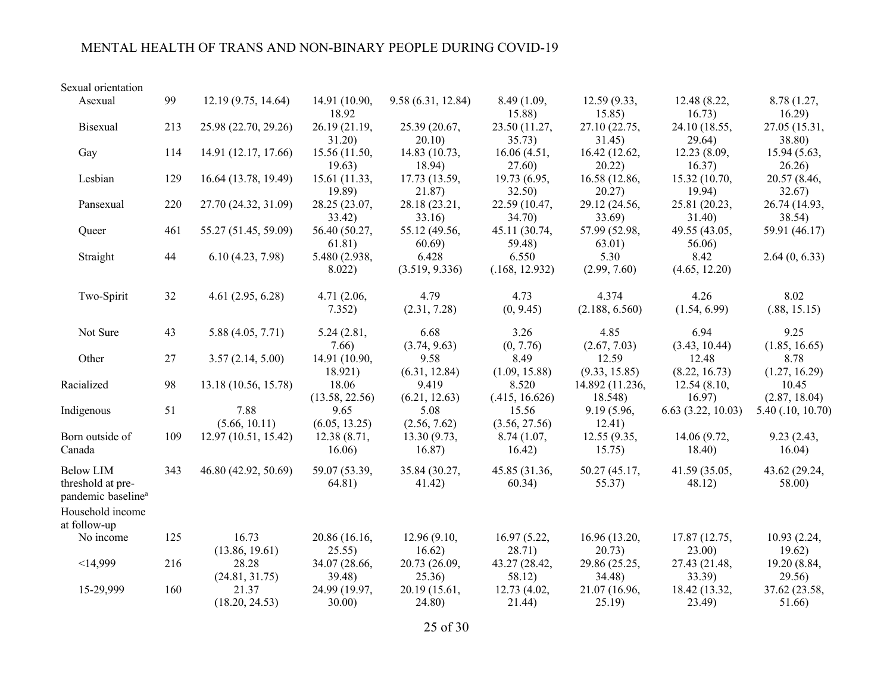| | | | | | | | | |
|---|---|---|---|---|---|---|---|---|
| Sexual orientation | | | | | | | | |
| Asexual | 99 | 12.19 (9.75, 14.64) | 14.91 (10.90, 18.92 | 9.58 (6.31, 12.84) | 8.49 (1.09, 15.88) | 12.59 (9.33, 15.85) | 12.48 (8.22, 16.73) | 8.78 (1.27, 16.29) |
| Bisexual | 213 | 25.98 (22.70, 29.26) | 26.19 (21.19, 31.20) | 25.39 (20.67, 20.10) | 23.50 (11.27, 35.73) | 27.10 (22.75, 31.45) | 24.10 (18.55, 29.64) | 27.05 (15.31, 38.80) |
| Gay | 114 | 14.91 (12.17, 17.66) | 15.56 (11.50, 19.63) | 14.83 (10.73, 18.94) | 16.06 (4.51, 27.60) | 16.42 (12.62, 20.22) | 12.23 (8.09, 16.37) | 15.94 (5.63, 26.26) |
| Lesbian | 129 | 16.64 (13.78, 19.49) | 15.61 (11.33, 19.89) | 17.73 (13.59, 21.87) | 19.73 (6.95, 32.50) | 16.58 (12.86, 20.27) | 15.32 (10.70, 19.94) | 20.57 (8.46, 32.67) |
| Pansexual | 220 | 27.70 (24.32, 31.09) | 28.25 (23.07, 33.42) | 28.18 (23.21, 33.16) | 22.59 (10.47, 34.70) | 29.12 (24.56, 33.69) | 25.81 (20.23, 31.40) | 26.74 (14.93, 38.54) |
| Queer | 461 | 55.27 (51.45, 59.09) | 56.40 (50.27, 61.81) | 55.12 (49.56, 60.69) | 45.11 (30.74, 59.48) | 57.99 (52.98, 63.01) | 49.55 (43.05, 56.06) | 59.91 (46.17) |
| Straight | 44 | 6.10 (4.23, 7.98) | 5.480 (2.938, 8.022) | 6.428 (3.519, 9.336) | 6.550 (.168, 12.932) | 5.30 (2.99, 7.60) | 8.42 (4.65, 12.20) | 2.64 (0, 6.33) |
| Two-Spirit | 32 | 4.61 (2.95, 6.28) | 4.71 (2.06, 7.352) | 4.79 (2.31, 7.28) | 4.73 (0, 9.45) | 4.374 (2.188, 6.560) | 4.26 (1.54, 6.99) | 8.02 (.88, 15.15) |
| Not Sure | 43 | 5.88 (4.05, 7.71) | 5.24 (2.81, 7.66) | 6.68 (3.74, 9.63) | 3.26 (0, 7.76) | 4.85 (2.67, 7.03) | 6.94 (3.43, 10.44) | 9.25 (1.85, 16.65) |
| Other | 27 | 3.57 (2.14, 5.00) | 14.91 (10.90, 18.921) | 9.58 (6.31, 12.84) | 8.49 (1.09, 15.88) | 12.59 (9.33, 15.85) | 12.48 (8.22, 16.73) | 8.78 (1.27, 16.29) |
| Racialized | 98 | 13.18 (10.56, 15.78) | 18.06 (13.58, 22.56) | 9.419 (6.21, 12.63) | 8.520 (.415, 16.626) | 14.892 (11.236, 18.548) | 12.54 (8.10, 16.97) | 10.45 (2.87, 18.04) |
| Indigenous | 51 | 7.88 (5.66, 10.11) | 9.65 (6.05, 13.25) | 5.08 (2.56, 7.62) | 15.56 (3.56, 27.56) | 9.19 (5.96, 12.41) | 6.63 (3.22, 10.03) | 5.40 (.10, 10.70) |
| Born outside of Canada | 109 | 12.97 (10.51, 15.42) | 12.38 (8.71, 16.06) | 13.30 (9.73, 16.87) | 8.74 (1.07, 16.42) | 12.55 (9.35, 15.75) | 14.06 (9.72, 18.40) | 9.23 (2.43, 16.04) |
| Below LIM threshold at pre-pandemic baseline[a] | 343 | 46.80 (42.92, 50.69) | 59.07 (53.39, 64.81) | 35.84 (30.27, 41.42) | 45.85 (31.36, 60.34) | 50.27 (45.17, 55.37) | 41.59 (35.05, 48.12) | 43.62 (29.24, 58.00) |
| Household income at follow-up | | | | | | | | |
| No income | 125 | 16.73 (13.86, 19.61) | 20.86 (16.16, 25.55) | 12.96 (9.10, 16.62) | 16.97 (5.22, 28.71) | 16.96 (13.20, 20.73) | 17.87 (12.75, 23.00) | 10.93 (2.24, 19.62) |
| <14,999 | 216 | 28.28 (24.81, 31.75) | 34.07 (28.66, 39.48) | 20.73 (26.09, 25.36) | 43.27 (28.42, 58.12) | 29.86 (25.25, 34.48) | 27.43 (21.48, 33.39) | 19.20 (8.84, 29.56) |
| 15-29,999 | 160 | 21.37 (18.20, 24.53) | 24.99 (19.97, 30.00) | 20.19 (15.61, 24.80) | 12.73 (4.02, 21.44) | 21.07 (16.96, 25.19) | 18.42 (13.32, 23.49) | 37.62 (23.58, 51.66) |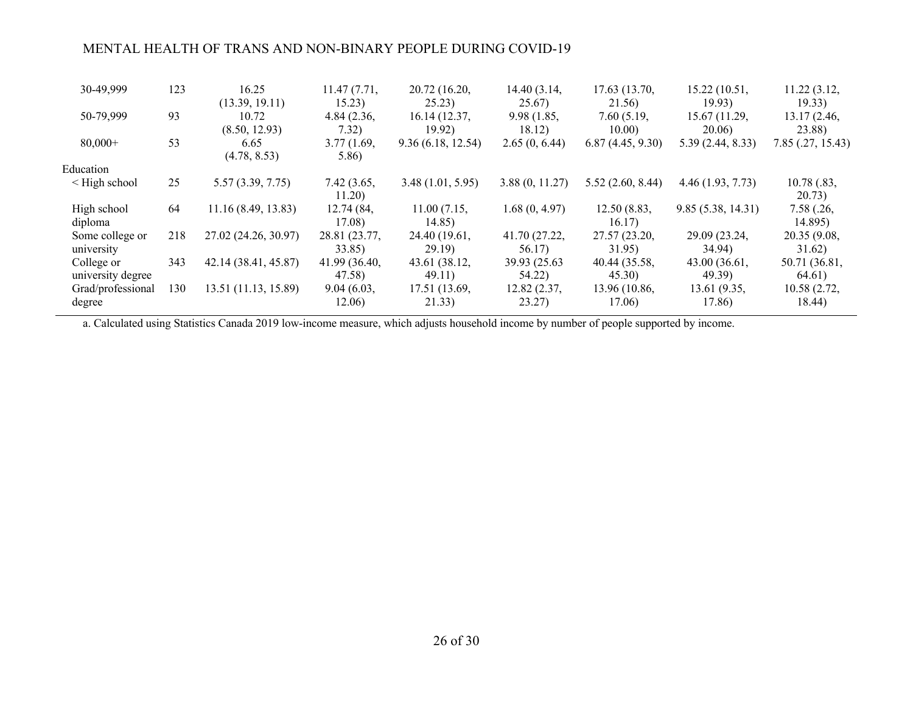| | | | | | | | | |
|---|---|---|---|---|---|---|---|---|
| 30-49,999 | 123 | 16.25 (13.39, 19.11) | 11.47 (7.71, 15.23) | 20.72 (16.20, 25.23) | 14.40 (3.14, 25.67) | 17.63 (13.70, 21.56) | 15.22 (10.51, 19.93) | 11.22 (3.12, 19.33) |
| 50-79,999 | 93 | 10.72 (8.50, 12.93) | 4.84 (2.36, 7.32) | 16.14 (12.37, 19.92) | 9.98 (1.85, 18.12) | 7.60 (5.19, 10.00) | 15.67 (11.29, 20.06) | 13.17 (2.46, 23.88) |
| 80,000+ | 53 | 6.65 (4.78, 8.53) | 3.77 (1.69, 5.86) | 9.36 (6.18, 12.54) | 2.65 (0, 6.44) | 6.87 (4.45, 9.30) | 5.39 (2.44, 8.33) | 7.85 (.27, 15.43) |
| Education | | | | | | | | |
| < High school | 25 | 5.57 (3.39, 7.75) | 7.42 (3.65, 11.20) | 3.48 (1.01, 5.95) | 3.88 (0, 11.27) | 5.52 (2.60, 8.44) | 4.46 (1.93, 7.73) | 10.78 (.83, 20.73) |
| High school diploma | 64 | 11.16 (8.49, 13.83) | 12.74 (84, 17.08) | 11.00 (7.15, 14.85) | 1.68 (0, 4.97) | 12.50 (8.83, 16.17) | 9.85 (5.38, 14.31) | 7.58 (.26, 14.895) |
| Some college or university | 218 | 27.02 (24.26, 30.97) | 28.81 (23.77, 33.85) | 24.40 (19.61, 29.19) | 41.70 (27.22, 56.17) | 27.57 (23.20, 31.95) | 29.09 (23.24, 34.94) | 20.35 (9.08, 31.62) |
| College or university degree | 343 | 42.14 (38.41, 45.87) | 41.99 (36.40, 47.58) | 43.61 (38.12, 49.11) | 39.93 (25.63 54.22) | 40.44 (35.58, 45.30) | 43.00 (36.61, 49.39) | 50.71 (36.81, 64.61) |
| Grad/professional degree | 130 | 13.51 (11.13, 15.89) | 9.04 (6.03, 12.06) | 17.51 (13.69, 21.33) | 12.82 (2.37, 23.27) | 13.96 (10.86, 17.06) | 13.61 (9.35, 17.86) | 10.58 (2.72, 18.44) |

a. Calculated using Statistics Canada 2019 low-income measure, which adjusts household income by number of people supported by income.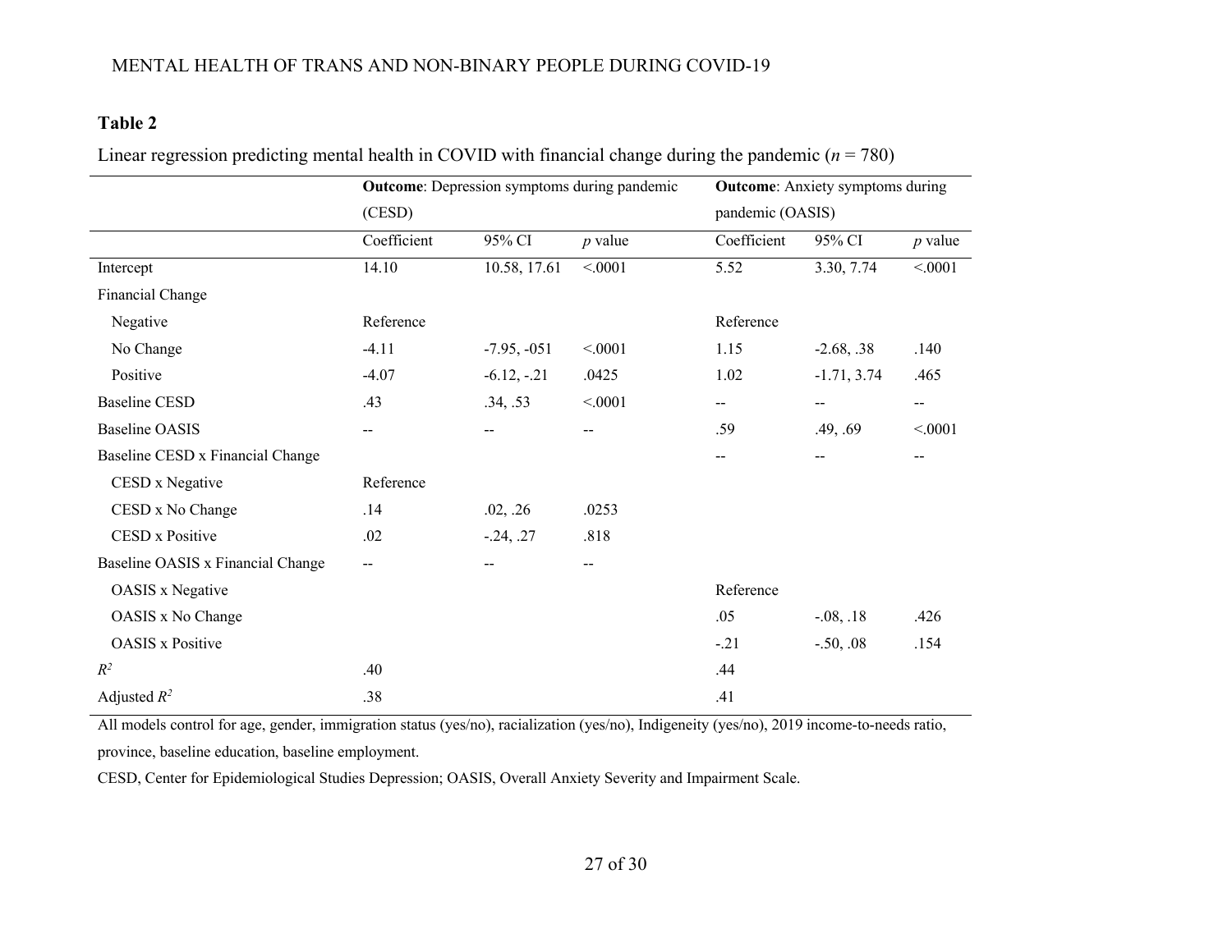**Table 2**

Linear regression predicting mental health in COVID with financial change during the pandemic (*n* = 780)

| | **Outcome**: Depression symptoms during pandemic (CESD) | | | **Outcome**: Anxiety symptoms during pandemic (OASIS) | | |
|---|---|---|---|---|---|---|
| | Coefficient | 95% CI | *p* value | Coefficient | 95% CI | *p* value |
| Intercept | 14.10 | 10.58, 17.61 | <.0001 | 5.52 | 3.30, 7.74 | <.0001 |
| Financial Change | | | | | | |
| Negative | Reference | | | Reference | | |
| No Change | -4.11 | -7.95, -051 | <.0001 | 1.15 | -2.68, .38 | .140 |
| Positive | -4.07 | -6.12, -.21 | .0425 | 1.02 | -1.71, 3.74 | .465 |
| Baseline CESD | .43 | .34, .53 | <.0001 | -- | -- | -- |
| Baseline OASIS | -- | -- | -- | .59 | .49, .69 | <.0001 |
| Baseline CESD x Financial Change | | | | -- | -- | -- |
| CESD x Negative | Reference | | | | | |
| CESD x No Change | .14 | .02, .26 | .0253 | | | |
| CESD x Positive | .02 | -.24, .27 | .818 | | | |
| Baseline OASIS x Financial Change | -- | -- | -- | | | |
| OASIS x Negative | | | | Reference | | |
| OASIS x No Change | | | | .05 | -.08, .18 | .426 |
| OASIS x Positive | | | | -.21 | -.50, .08 | .154 |
| $R^2$ | .40 | | | .44 | | |
| Adjusted $R^2$ | .38 | | | .41 | | |

All models control for age, gender, immigration status (yes/no), racialization (yes/no), Indigeneity (yes/no), 2019 income-to-needs ratio, province, baseline education, baseline employment.

CESD, Center for Epidemiological Studies Depression; OASIS, Overall Anxiety Severity and Impairment Scale.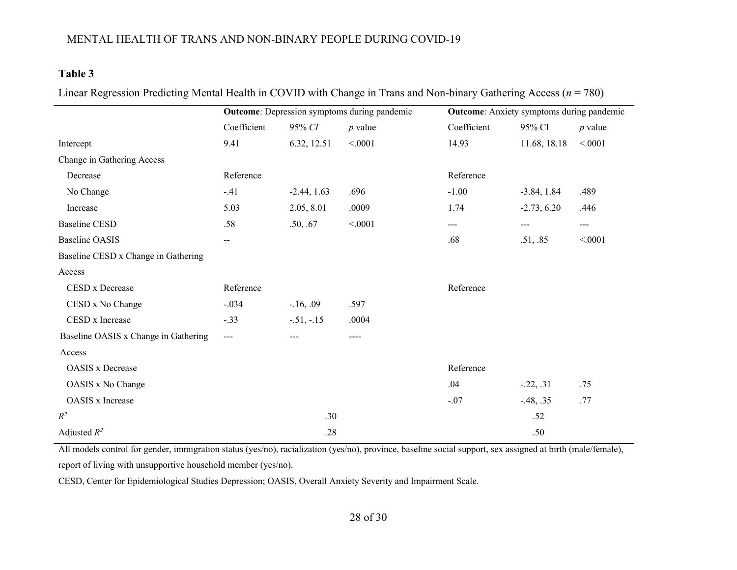**Table 3**

Linear Regression Predicting Mental Health in COVID with Change in Trans and Non-binary Gathering Access (*n* = 780)

| | **Outcome**: Depression symptoms during pandemic | | | **Outcome**: Anxiety symptoms during pandemic | | |
|---|---|---|---|---|---|---|
| | Coefficient | 95% *CI* | *p* value | Coefficient | 95% CI | *p* value |
| Intercept | 9.41 | 6.32, 12.51 | <.0001 | 14.93 | 11.68, 18.18 | <.0001 |
| Change in Gathering Access | | | | | | |
| Decrease | Reference | | | Reference | | |
| No Change | -.41 | -2.44, 1.63 | .696 | -1.00 | -3.84, 1.84 | .489 |
| Increase | 5.03 | 2.05, 8.01 | .0009 | 1.74 | -2.73, 6.20 | .446 |
| Baseline CESD | .58 | .50, .67 | <.0001 | --- | --- | --- |
| Baseline OASIS | -- | | | .68 | .51, .85 | <.0001 |
| Baseline CESD x Change in Gathering Access | | | | | | |
| CESD x Decrease | Reference | | | Reference | | |
| CESD x No Change | -.034 | -.16, .09 | .597 | | | |
| CESD x Increase | -.33 | -.51, -.15 | .0004 | | | |
| Baseline OASIS x Change in Gathering Access | --- | --- | ---- | | | |
| OASIS x Decrease | | | | Reference | | |
| OASIS x No Change | | | | .04 | -.22, .31 | .75 |
| OASIS x Increase | | | | -.07 | -.48, .35 | .77 |
| $R^2$ | | .30 | | | .52 | |
| Adjusted $R^2$ | | .28 | | | .50 | |

All models control for gender, immigration status (yes/no), racialization (yes/no), province, baseline social support, sex assigned at birth (male/female), report of living with unsupportive household member (yes/no).

CESD, Center for Epidemiological Studies Depression; OASIS, Overall Anxiety Severity and Impairment Scale.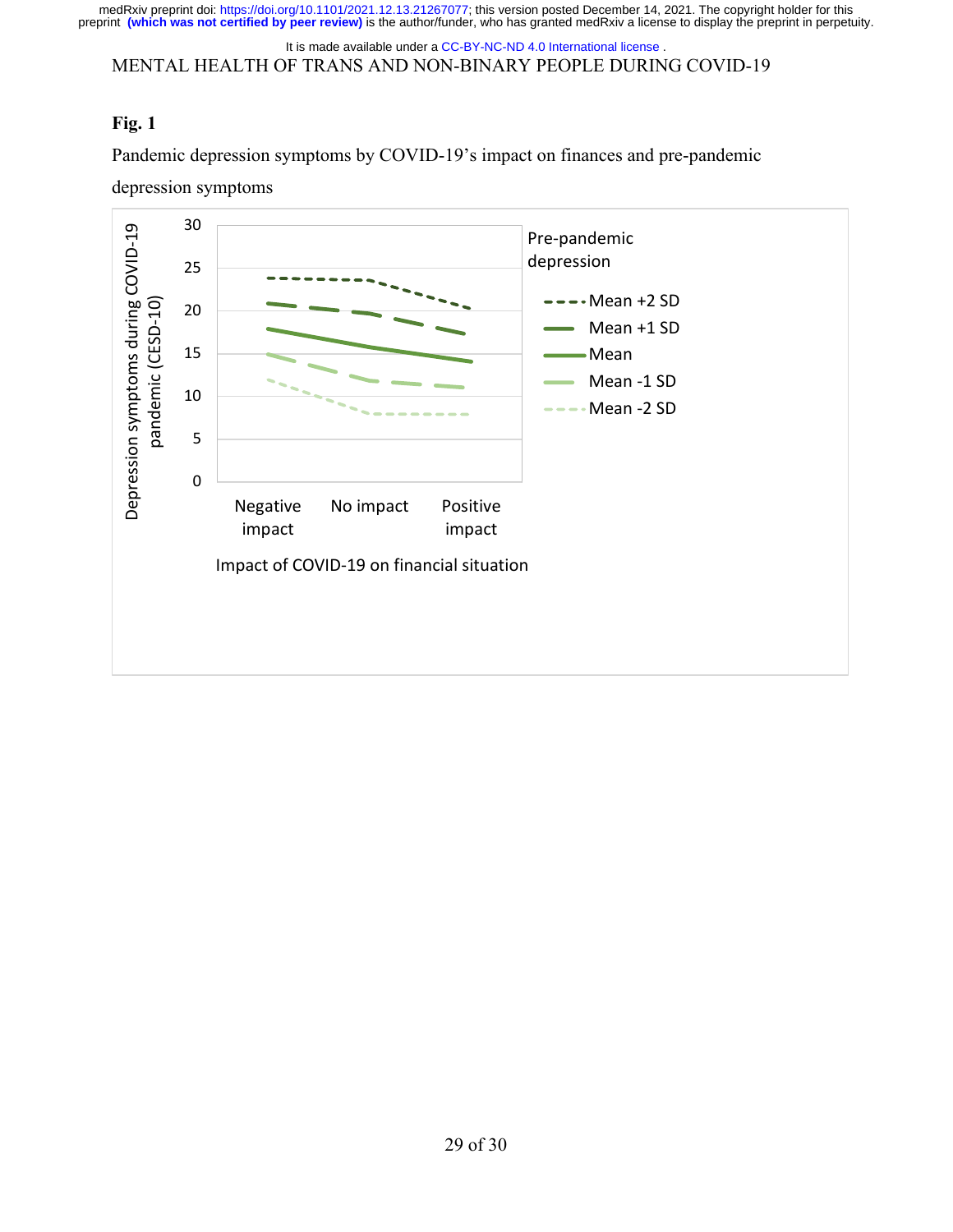**Fig. 1**

Pandemic depression symptoms by COVID-19's impact on finances and pre-pandemic depression symptoms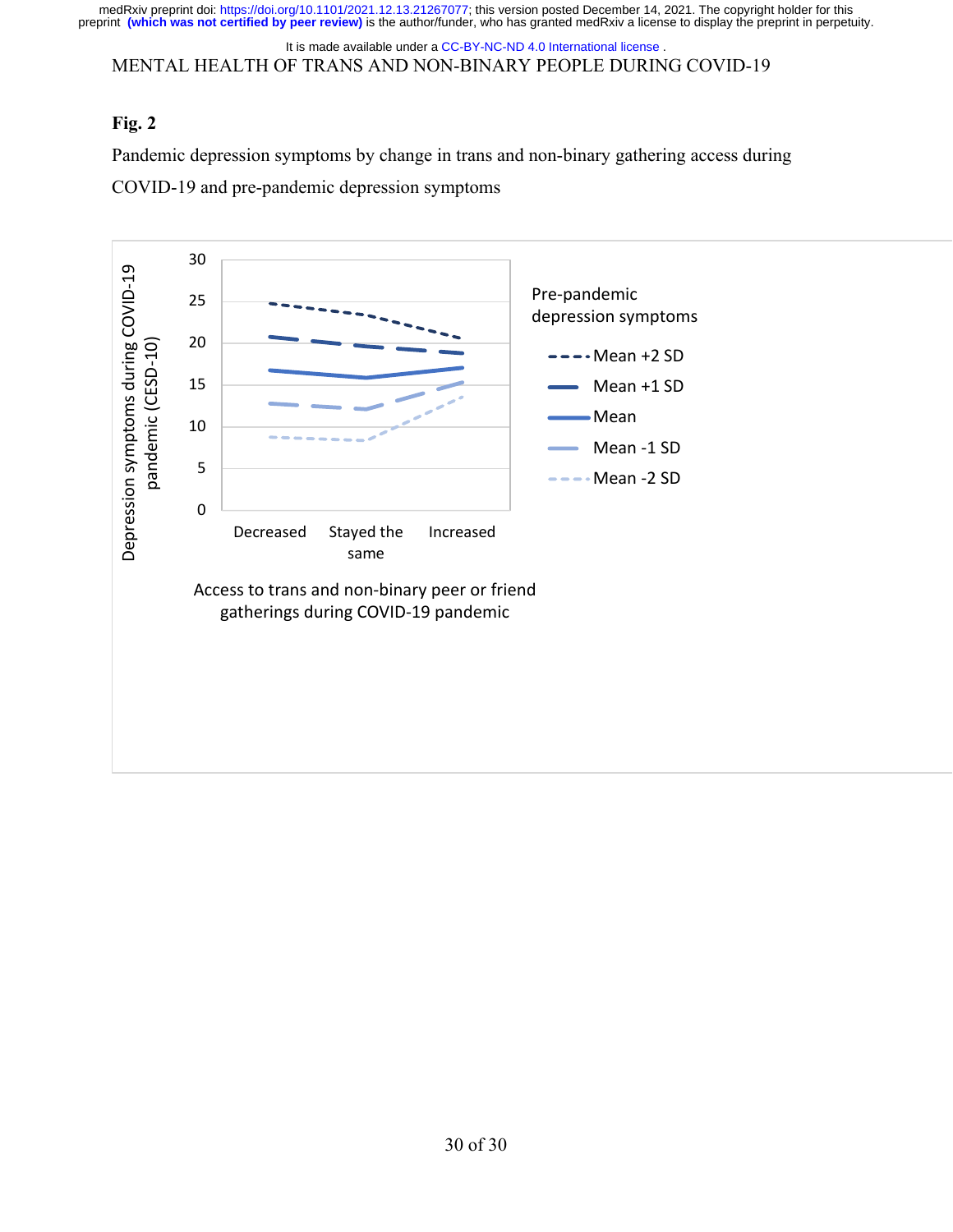**Fig. 2**

Pandemic depression symptoms by change in trans and non-binary gathering access during COVID-19 and pre-pandemic depression symptoms

Depression symptoms during COVID-19 pandemic (CESD-10)

30
25
20
15
10
5
0

Decreased
Stayed the same
Increased

Access to trans and non-binary peer or friend gatherings during COVID-19 pandemic

Pre-pandemic depression symptoms

Mean +2 SD
Mean +1 SD
Mean
Mean -1 SD
Mean -2 SD